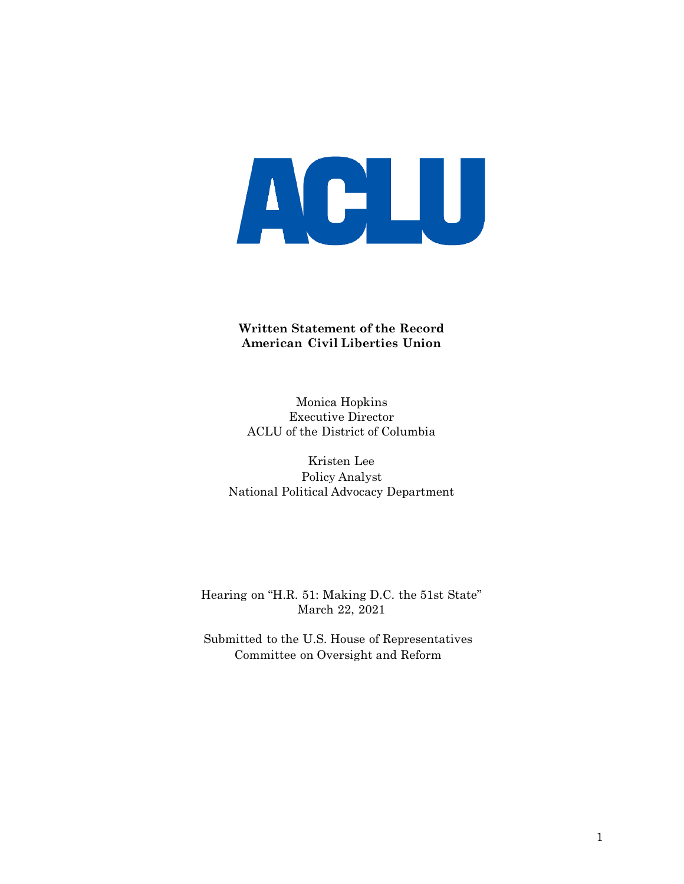ACLU

**Written Statement of the Record**
**American Civil Liberties Union**

Monica Hopkins
Executive Director
ACLU of the District of Columbia

Kristen Lee
Policy Analyst
National Political Advocacy Department

Hearing on "H.R. 51: Making D.C. the 51st State"
March 22, 2021

Submitted to the U.S. House of Representatives
Committee on Oversight and Reform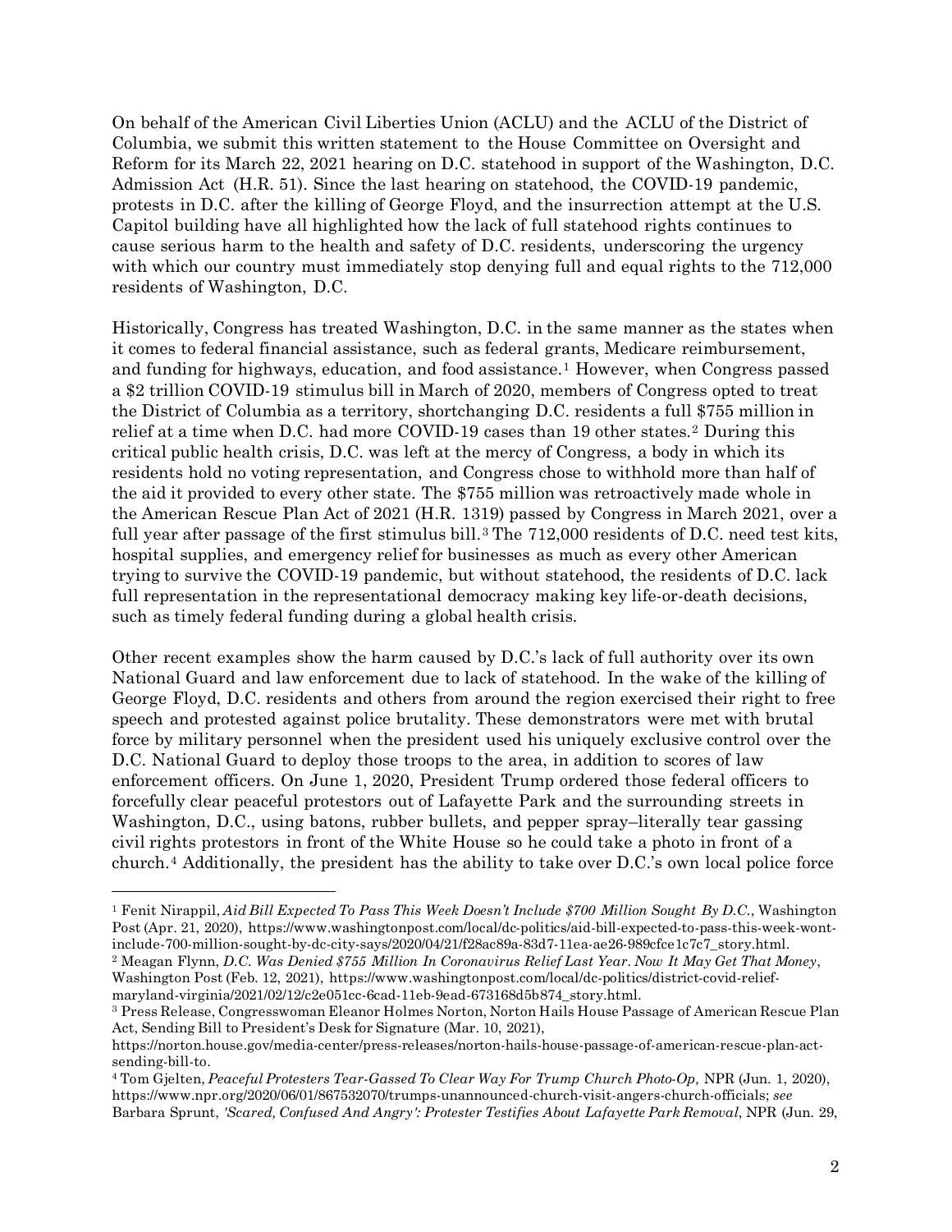On behalf of the American Civil Liberties Union (ACLU) and the ACLU of the District of Columbia, we submit this written statement to the House Committee on Oversight and Reform for its March 22, 2021 hearing on D.C. statehood in support of the Washington, D.C. Admission Act (H.R. 51). Since the last hearing on statehood, the COVID-19 pandemic, protests in D.C. after the killing of George Floyd, and the insurrection attempt at the U.S. Capitol building have all highlighted how the lack of full statehood rights continues to cause serious harm to the health and safety of D.C. residents, underscoring the urgency with which our country must immediately stop denying full and equal rights to the 712,000 residents of Washington, D.C.

Historically, Congress has treated Washington, D.C. in the same manner as the states when it comes to federal financial assistance, such as federal grants, Medicare reimbursement, and funding for highways, education, and food assistance.[1] However, when Congress passed a $2 trillion COVID-19 stimulus bill in March of 2020, members of Congress opted to treat the District of Columbia as a territory, shortchanging D.C. residents a full $755 million in relief at a time when D.C. had more COVID-19 cases than 19 other states.[2] During this critical public health crisis, D.C. was left at the mercy of Congress, a body in which its residents hold no voting representation, and Congress chose to withhold more than half of the aid it provided to every other state. The $755 million was retroactively made whole in the American Rescue Plan Act of 2021 (H.R. 1319) passed by Congress in March 2021, over a full year after passage of the first stimulus bill.[3] The 712,000 residents of D.C. need test kits, hospital supplies, and emergency relief for businesses as much as every other American trying to survive the COVID-19 pandemic, but without statehood, the residents of D.C. lack full representation in the representational democracy making key life-or-death decisions, such as timely federal funding during a global health crisis.

Other recent examples show the harm caused by D.C.'s lack of full authority over its own National Guard and law enforcement due to lack of statehood. In the wake of the killing of George Floyd, D.C. residents and others from around the region exercised their right to free speech and protested against police brutality. These demonstrators were met with brutal force by military personnel when the president used his uniquely exclusive control over the D.C. National Guard to deploy those troops to the area, in addition to scores of law enforcement officers. On June 1, 2020, President Trump ordered those federal officers to forcefully clear peaceful protestors out of Lafayette Park and the surrounding streets in Washington, D.C., using batons, rubber bullets, and pepper spray–literally tear gassing civil rights protestors in front of the White House so he could take a photo in front of a church.[4] Additionally, the president has the ability to take over D.C.'s own local police force

---

[1] Fenit Nirappil, *Aid Bill Expected To Pass This Week Doesn't Include $700 Million Sought By D.C.*, Washington Post (Apr. 21, 2020), https://www.washingtonpost.com/local/dc-politics/aid-bill-expected-to-pass-this-week-wont-include-700-million-sought-by-dc-city-says/2020/04/21/f28ac89a-83d7-11ea-ae26-989cfce1c7c7_story.html.

[2] Meagan Flynn, *D.C. Was Denied $755 Million In Coronavirus Relief Last Year. Now It May Get That Money*, Washington Post (Feb. 12, 2021), https://www.washingtonpost.com/local/dc-politics/district-covid-relief-maryland-virginia/2021/02/12/c2e051cc-6cad-11eb-9ead-673168d5b874_story.html.

[3] Press Release, Congresswoman Eleanor Holmes Norton, Norton Hails House Passage of American Rescue Plan Act, Sending Bill to President's Desk for Signature (Mar. 10, 2021), https://norton.house.gov/media-center/press-releases/norton-hails-house-passage-of-american-rescue-plan-act-sending-bill-to.

[4] Tom Gjelten, *Peaceful Protesters Tear-Gassed To Clear Way For Trump Church Photo-Op,* NPR (Jun. 1, 2020), https://www.npr.org/2020/06/01/867532070/trumps-unannounced-church-visit-angers-church-officials; *see* Barbara Sprunt, *'Scared, Confused And Angry': Protester Testifies About Lafayette Park Removal*, NPR (Jun. 29,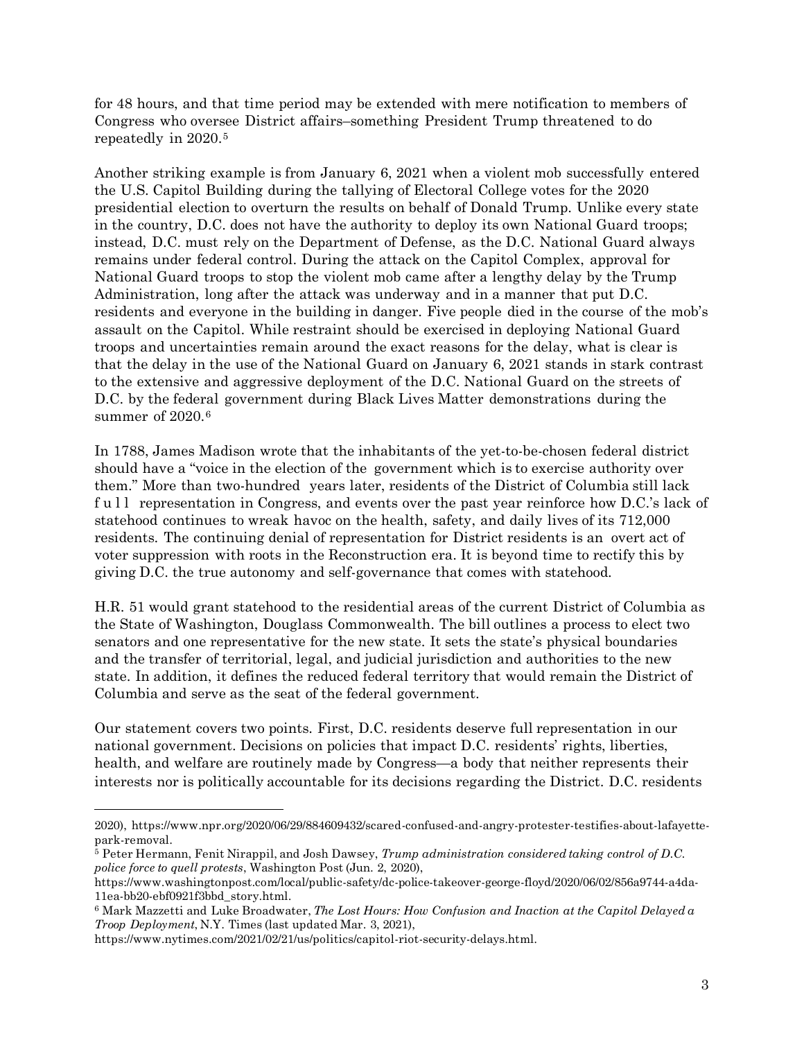for 48 hours, and that time period may be extended with mere notification to members of Congress who oversee District affairs–something President Trump threatened to do repeatedly in 2020.[5]

Another striking example is from January 6, 2021 when a violent mob successfully entered the U.S. Capitol Building during the tallying of Electoral College votes for the 2020 presidential election to overturn the results on behalf of Donald Trump. Unlike every state in the country, D.C. does not have the authority to deploy its own National Guard troops; instead, D.C. must rely on the Department of Defense, as the D.C. National Guard always remains under federal control. During the attack on the Capitol Complex, approval for National Guard troops to stop the violent mob came after a lengthy delay by the Trump Administration, long after the attack was underway and in a manner that put D.C. residents and everyone in the building in danger. Five people died in the course of the mob's assault on the Capitol. While restraint should be exercised in deploying National Guard troops and uncertainties remain around the exact reasons for the delay, what is clear is that the delay in the use of the National Guard on January 6, 2021 stands in stark contrast to the extensive and aggressive deployment of the D.C. National Guard on the streets of D.C. by the federal government during Black Lives Matter demonstrations during the summer of 2020.[6]

In 1788, James Madison wrote that the inhabitants of the yet-to-be-chosen federal district should have a "voice in the election of the government which is to exercise authority over them." More than two-hundred years later, residents of the District of Columbia still lack full representation in Congress, and events over the past year reinforce how D.C.'s lack of statehood continues to wreak havoc on the health, safety, and daily lives of its 712,000 residents. The continuing denial of representation for District residents is an overt act of voter suppression with roots in the Reconstruction era. It is beyond time to rectify this by giving D.C. the true autonomy and self-governance that comes with statehood.

H.R. 51 would grant statehood to the residential areas of the current District of Columbia as the State of Washington, Douglass Commonwealth. The bill outlines a process to elect two senators and one representative for the new state. It sets the state's physical boundaries and the transfer of territorial, legal, and judicial jurisdiction and authorities to the new state. In addition, it defines the reduced federal territory that would remain the District of Columbia and serve as the seat of the federal government.

Our statement covers two points. First, D.C. residents deserve full representation in our national government. Decisions on policies that impact D.C. residents' rights, liberties, health, and welfare are routinely made by Congress—a body that neither represents their interests nor is politically accountable for its decisions regarding the District. D.C. residents

---

2020), https://www.npr.org/2020/06/29/884609432/scared-confused-and-angry-protester-testifies-about-lafayette-park-removal.

[5] Peter Hermann, Fenit Nirappil, and Josh Dawsey, *Trump administration considered taking control of D.C. police force to quell protests*, Washington Post (Jun. 2, 2020), https://www.washingtonpost.com/local/public-safety/dc-police-takeover-george-floyd/2020/06/02/856a9744-a4da-11ea-bb20-ebf0921f3bbd_story.html.

[6] Mark Mazzetti and Luke Broadwater, *The Lost Hours: How Confusion and Inaction at the Capitol Delayed a Troop Deployment*, N.Y. Times (last updated Mar. 3, 2021), https://www.nytimes.com/2021/02/21/us/politics/capitol-riot-security-delays.html.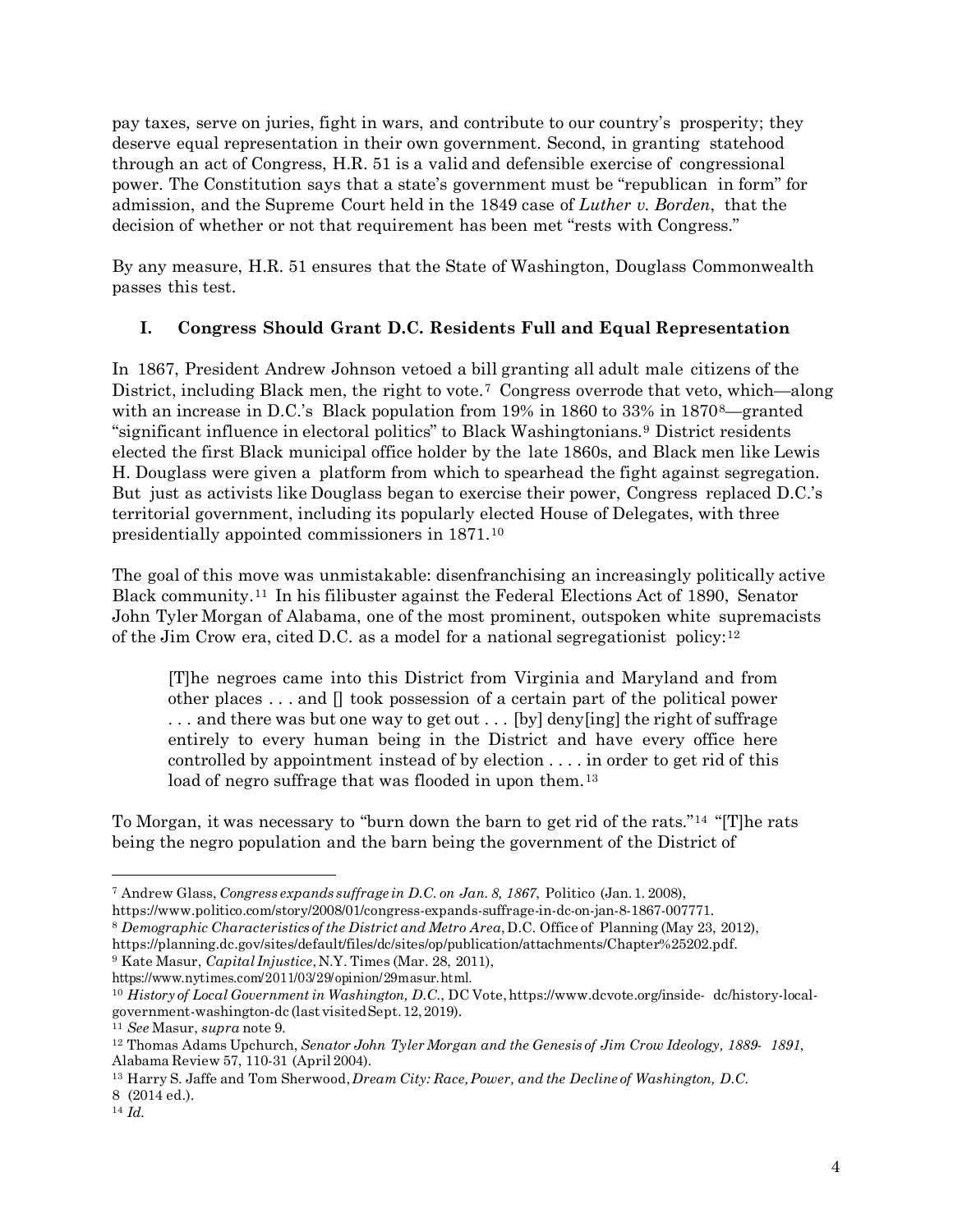pay taxes, serve on juries, fight in wars, and contribute to our country's prosperity; they deserve equal representation in their own government. Second, in granting statehood through an act of Congress, H.R. 51 is a valid and defensible exercise of congressional power. The Constitution says that a state's government must be "republican in form" for admission, and the Supreme Court held in the 1849 case of *Luther v. Borden*, that the decision of whether or not that requirement has been met "rests with Congress."

By any measure, H.R. 51 ensures that the State of Washington, Douglass Commonwealth passes this test.

## I. Congress Should Grant D.C. Residents Full and Equal Representation

In 1867, President Andrew Johnson vetoed a bill granting all adult male citizens of the District, including Black men, the right to vote.[7] Congress overrode that veto, which—along with an increase in D.C.'s Black population from 19% in 1860 to 33% in 1870[8]—granted "significant influence in electoral politics" to Black Washingtonians.[9] District residents elected the first Black municipal office holder by the late 1860s, and Black men like Lewis H. Douglass were given a platform from which to spearhead the fight against segregation. But just as activists like Douglass began to exercise their power, Congress replaced D.C.'s territorial government, including its popularly elected House of Delegates, with three presidentially appointed commissioners in 1871.[10]

The goal of this move was unmistakable: disenfranchising an increasingly politically active Black community.[11] In his filibuster against the Federal Elections Act of 1890, Senator John Tyler Morgan of Alabama, one of the most prominent, outspoken white supremacists of the Jim Crow era, cited D.C. as a model for a national segregationist policy:[12]

> [T]he negroes came into this District from Virginia and Maryland and from other places . . . and [] took possession of a certain part of the political power . . . and there was but one way to get out . . . [by] deny[ing] the right of suffrage entirely to every human being in the District and have every office here controlled by appointment instead of by election . . . . in order to get rid of this load of negro suffrage that was flooded in upon them.[13]

To Morgan, it was necessary to "burn down the barn to get rid of the rats."[14] "[T]he rats being the negro population and the barn being the government of the District of

---

[7] Andrew Glass, *Congress expands suffrage in D.C. on Jan. 8, 1867*, Politico (Jan. 1. 2008), https://www.politico.com/story/2008/01/congress-expands-suffrage-in-dc-on-jan-8-1867-007771.

[8] *Demographic Characteristics of the District and Metro Area*, D.C. Office of Planning (May 23, 2012), https://planning.dc.gov/sites/default/files/dc/sites/op/publication/attachments/Chapter%25202.pdf.

[9] Kate Masur, *Capital Injustice*, N.Y. Times (Mar. 28, 2011), https://www.nytimes.com/2011/03/29/opinion/29masur.html.

[10] *History of Local Government in Washington, D.C.*, DC Vote, https://www.dcvote.org/inside- dc/history-local-government-washington-dc (last visited Sept. 12, 2019).

[11] *See* Masur, *supra* note 9.

[12] Thomas Adams Upchurch, *Senator John Tyler Morgan and the Genesis of Jim Crow Ideology, 1889- 1891*, Alabama Review 57, 110-31 (April 2004).

[13] Harry S. Jaffe and Tom Sherwood, *Dream City: Race, Power, and the Decline of Washington, D.C.* 8 (2014 ed.).

[14] *Id.*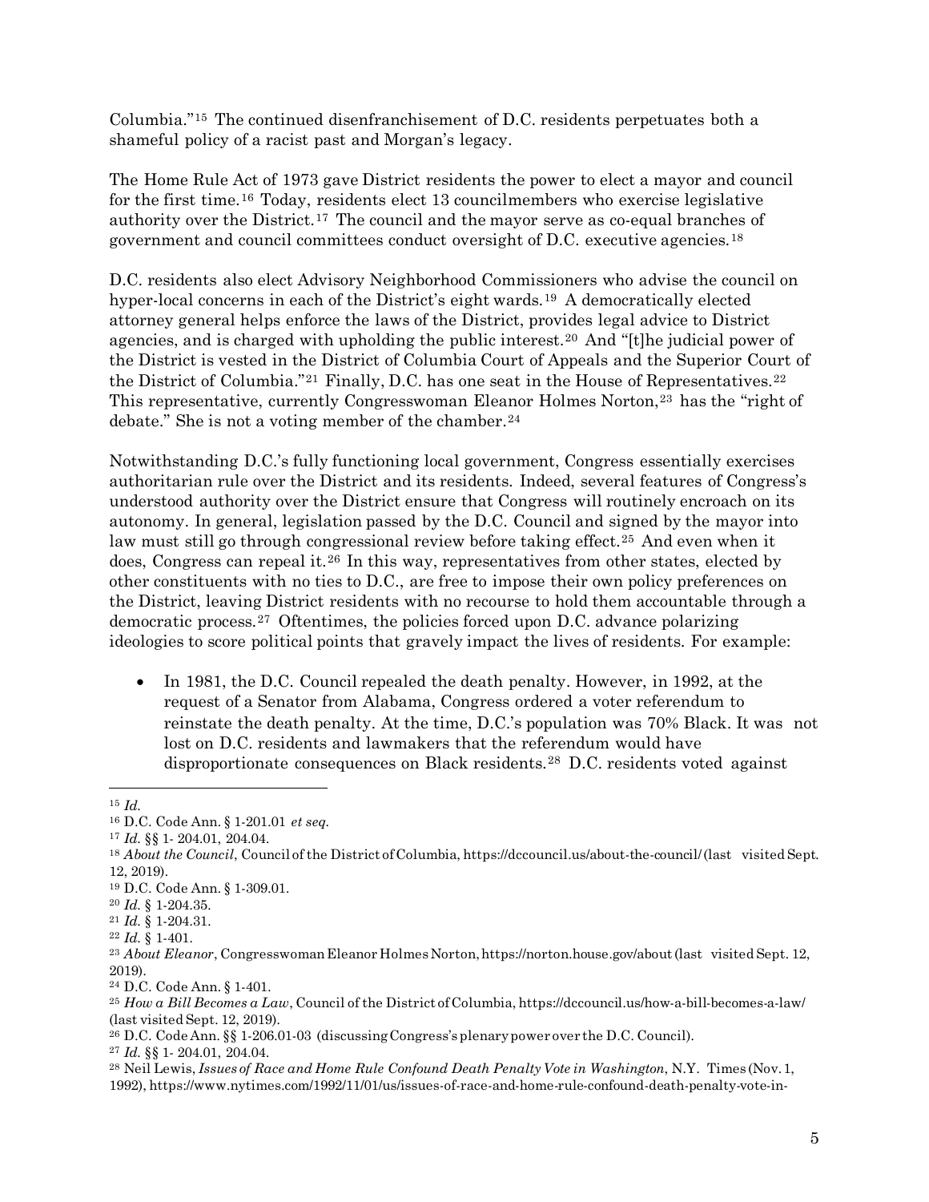Columbia."[15] The continued disenfranchisement of D.C. residents perpetuates both a shameful policy of a racist past and Morgan's legacy.

The Home Rule Act of 1973 gave District residents the power to elect a mayor and council for the first time.[16] Today, residents elect 13 councilmembers who exercise legislative authority over the District.[17] The council and the mayor serve as co-equal branches of government and council committees conduct oversight of D.C. executive agencies.[18]

D.C. residents also elect Advisory Neighborhood Commissioners who advise the council on hyper-local concerns in each of the District's eight wards.[19] A democratically elected attorney general helps enforce the laws of the District, provides legal advice to District agencies, and is charged with upholding the public interest.[20] And "[t]he judicial power of the District is vested in the District of Columbia Court of Appeals and the Superior Court of the District of Columbia."[21] Finally, D.C. has one seat in the House of Representatives.[22] This representative, currently Congresswoman Eleanor Holmes Norton,[23] has the "right of debate." She is not a voting member of the chamber.[24]

Notwithstanding D.C.'s fully functioning local government, Congress essentially exercises authoritarian rule over the District and its residents. Indeed, several features of Congress's understood authority over the District ensure that Congress will routinely encroach on its autonomy. In general, legislation passed by the D.C. Council and signed by the mayor into law must still go through congressional review before taking effect.[25] And even when it does, Congress can repeal it.[26] In this way, representatives from other states, elected by other constituents with no ties to D.C., are free to impose their own policy preferences on the District, leaving District residents with no recourse to hold them accountable through a democratic process.[27] Oftentimes, the policies forced upon D.C. advance polarizing ideologies to score political points that gravely impact the lives of residents. For example:

- In 1981, the D.C. Council repealed the death penalty. However, in 1992, at the request of a Senator from Alabama, Congress ordered a voter referendum to reinstate the death penalty. At the time, D.C.'s population was 70% Black. It was not lost on D.C. residents and lawmakers that the referendum would have disproportionate consequences on Black residents.[28] D.C. residents voted against

---

[15] *Id.*

[16] D.C. Code Ann. § 1-201.01 *et seq.*

[17] *Id.* §§ 1- 204.01, 204.04.

[18] *About the Council*, Council of the District of Columbia, https://dccouncil.us/about-the-council/ (last visited Sept. 12, 2019).

[19] D.C. Code Ann. § 1-309.01.

[20] *Id.* § 1-204.35.

[21] *Id.* § 1-204.31.

[22] *Id.* § 1-401.

[23] *About Eleanor*, Congresswoman Eleanor Holmes Norton, https://norton.house.gov/about (last visited Sept. 12, 2019).

[24] D.C. Code Ann. § 1-401.

[25] *How a Bill Becomes a Law*, Council of the District of Columbia, https://dccouncil.us/how-a-bill-becomes-a-law/ (last visited Sept. 12, 2019).

[26] D.C. Code Ann. §§ 1-206.01-03 (discussing Congress's plenary power over the D.C. Council).

[27] *Id.* §§ 1- 204.01, 204.04.

[28] Neil Lewis, *Issues of Race and Home Rule Confound Death Penalty Vote in Washington*, N.Y. Times (Nov. 1, 1992), https://www.nytimes.com/1992/11/01/us/issues-of-race-and-home-rule-confound-death-penalty-vote-in-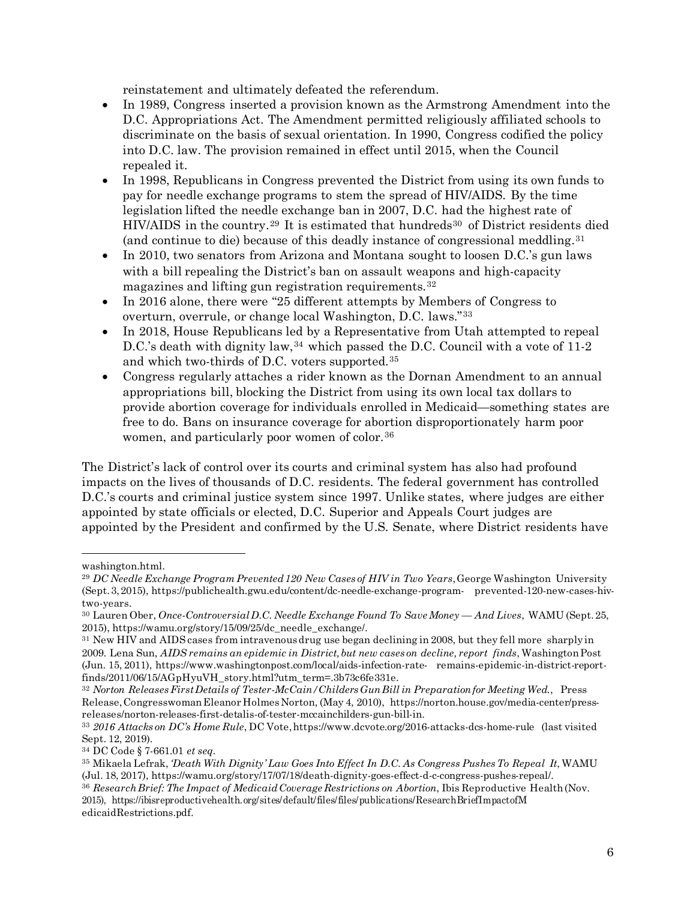reinstatement and ultimately defeated the referendum.

- In 1989, Congress inserted a provision known as the Armstrong Amendment into the D.C. Appropriations Act. The Amendment permitted religiously affiliated schools to discriminate on the basis of sexual orientation. In 1990, Congress codified the policy into D.C. law. The provision remained in effect until 2015, when the Council repealed it.
- In 1998, Republicans in Congress prevented the District from using its own funds to pay for needle exchange programs to stem the spread of HIV/AIDS. By the time legislation lifted the needle exchange ban in 2007, D.C. had the highest rate of HIV/AIDS in the country.[29] It is estimated that hundreds[30] of District residents died (and continue to die) because of this deadly instance of congressional meddling.[31]
- In 2010, two senators from Arizona and Montana sought to loosen D.C.'s gun laws with a bill repealing the District's ban on assault weapons and high-capacity magazines and lifting gun registration requirements.[32]
- In 2016 alone, there were "25 different attempts by Members of Congress to overturn, overrule, or change local Washington, D.C. laws."[33]
- In 2018, House Republicans led by a Representative from Utah attempted to repeal D.C.'s death with dignity law,[34] which passed the D.C. Council with a vote of 11-2 and which two-thirds of D.C. voters supported.[35]
- Congress regularly attaches a rider known as the Dornan Amendment to an annual appropriations bill, blocking the District from using its own local tax dollars to provide abortion coverage for individuals enrolled in Medicaid—something states are free to do. Bans on insurance coverage for abortion disproportionately harm poor women, and particularly poor women of color.[36]

The District's lack of control over its courts and criminal system has also had profound impacts on the lives of thousands of D.C. residents. The federal government has controlled D.C.'s courts and criminal justice system since 1997. Unlike states, where judges are either appointed by state officials or elected, D.C. Superior and Appeals Court judges are appointed by the President and confirmed by the U.S. Senate, where District residents have

---

washington.html.

[29] *DC Needle Exchange Program Prevented 120 New Cases of HIV in Two Years*, George Washington University (Sept. 3, 2015), https://publichealth.gwu.edu/content/dc-needle-exchange-program- prevented-120-new-cases-hiv-two-years.

[30] Lauren Ober, *Once-Controversial D.C. Needle Exchange Found To Save Money — And Lives*, WAMU (Sept. 25, 2015), https://wamu.org/story/15/09/25/dc_needle_exchange/.

[31] New HIV and AIDS cases from intravenous drug use began declining in 2008, but they fell more sharply in 2009. Lena Sun, *AIDS remains an epidemic in District, but new cases on decline, report finds*, Washington Post (Jun. 15, 2011), https://www.washingtonpost.com/local/aids-infection-rate- remains-epidemic-in-district-report-finds/2011/06/15/AGpHyuVH_story.html?utm_term=.3b73c6fe331e.

[32] *Norton Releases First Details of Tester-McCain/Childers Gun Bill in Preparation for Meeting Wed.*, Press Release, Congresswoman Eleanor Holmes Norton, (May 4, 2010), https://norton.house.gov/media-center/press-releases/norton-releases-first-detalis-of-tester-mccainchilders-gun-bill-in.

[33] *2016 Attacks on DC's Home Rule*, DC Vote, https://www.dcvote.org/2016-attacks-dcs-home-rule (last visited Sept. 12, 2019).

[34] DC Code § 7-661.01 *et seq*.

[35] Mikaela Lefrak, *'Death With Dignity' Law Goes Into Effect In D.C. As Congress Pushes To Repeal It*, WAMU (Jul. 18, 2017), https://wamu.org/story/17/07/18/death-dignity-goes-effect-d-c-congress-pushes-repeal/.

[36] *Research Brief: The Impact of Medicaid Coverage Restrictions on Abortion*, Ibis Reproductive Health (Nov. 2015), https://ibisreproductivehealth.org/sites/default/files/files/publications/ResearchBriefImpactofM edicaidRestrictions.pdf.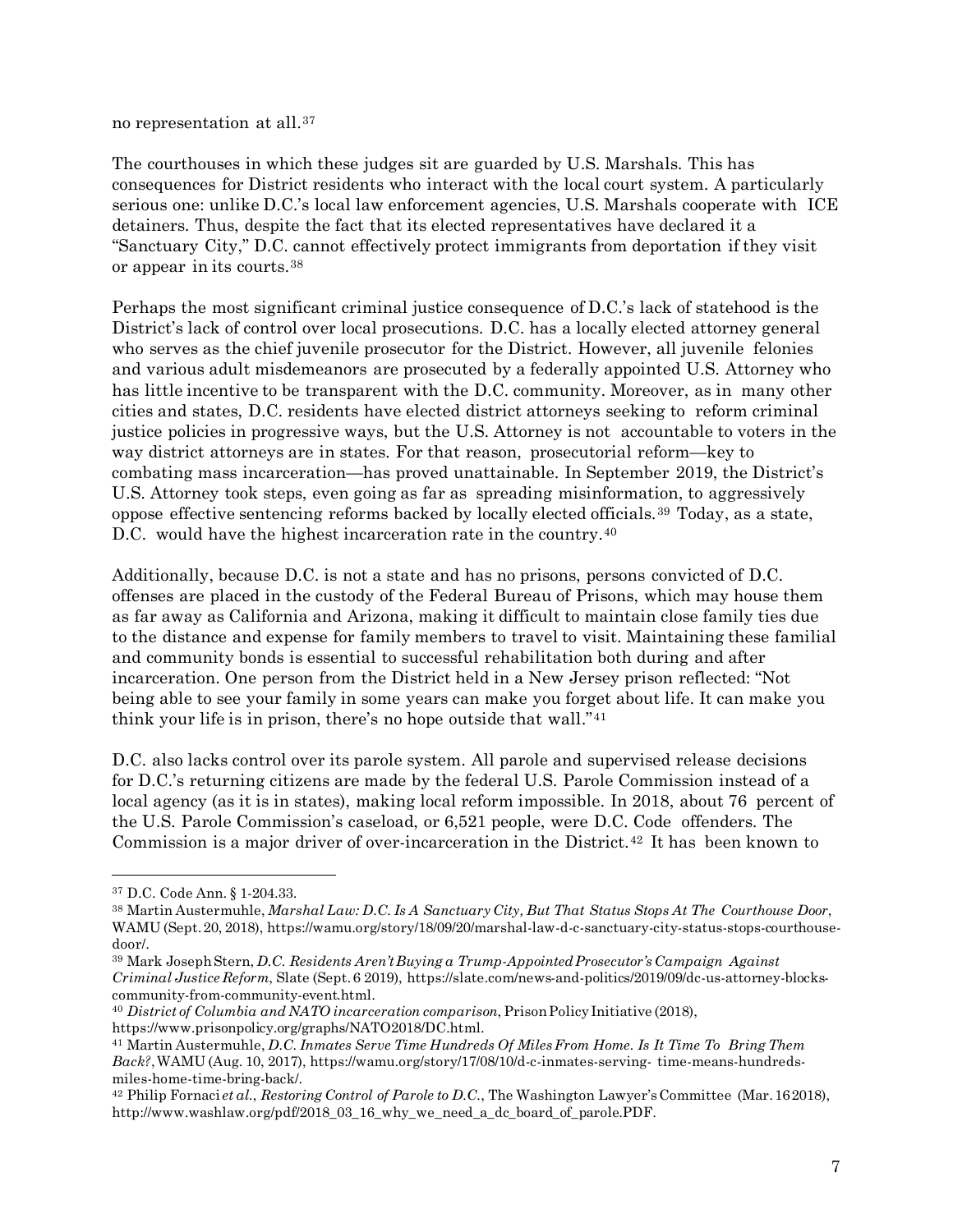no representation at all.[37]

The courthouses in which these judges sit are guarded by U.S. Marshals. This has consequences for District residents who interact with the local court system. A particularly serious one: unlike D.C.'s local law enforcement agencies, U.S. Marshals cooperate with ICE detainers. Thus, despite the fact that its elected representatives have declared it a "Sanctuary City," D.C. cannot effectively protect immigrants from deportation if they visit or appear in its courts.[38]

Perhaps the most significant criminal justice consequence of D.C.'s lack of statehood is the District's lack of control over local prosecutions. D.C. has a locally elected attorney general who serves as the chief juvenile prosecutor for the District. However, all juvenile felonies and various adult misdemeanors are prosecuted by a federally appointed U.S. Attorney who has little incentive to be transparent with the D.C. community. Moreover, as in many other cities and states, D.C. residents have elected district attorneys seeking to reform criminal justice policies in progressive ways, but the U.S. Attorney is not accountable to voters in the way district attorneys are in states. For that reason, prosecutorial reform—key to combating mass incarceration—has proved unattainable. In September 2019, the District's U.S. Attorney took steps, even going as far as spreading misinformation, to aggressively oppose effective sentencing reforms backed by locally elected officials.[39] Today, as a state, D.C. would have the highest incarceration rate in the country.[40]

Additionally, because D.C. is not a state and has no prisons, persons convicted of D.C. offenses are placed in the custody of the Federal Bureau of Prisons, which may house them as far away as California and Arizona, making it difficult to maintain close family ties due to the distance and expense for family members to travel to visit. Maintaining these familial and community bonds is essential to successful rehabilitation both during and after incarceration. One person from the District held in a New Jersey prison reflected: "Not being able to see your family in some years can make you forget about life. It can make you think your life is in prison, there's no hope outside that wall."[41]

D.C. also lacks control over its parole system. All parole and supervised release decisions for D.C.'s returning citizens are made by the federal U.S. Parole Commission instead of a local agency (as it is in states), making local reform impossible. In 2018, about 76 percent of the U.S. Parole Commission's caseload, or 6,521 people, were D.C. Code offenders. The Commission is a major driver of over-incarceration in the District.[42] It has been known to

---

[37] D.C. Code Ann. § 1-204.33.

[38] Martin Austermuhle, *Marshal Law: D.C. Is A Sanctuary City, But That Status Stops At The Courthouse Door*, WAMU (Sept. 20, 2018), https://wamu.org/story/18/09/20/marshal-law-d-c-sanctuary-city-status-stops-courthouse-door/.

[39] Mark Joseph Stern, *D.C. Residents Aren't Buying a Trump-Appointed Prosecutor's Campaign Against Criminal Justice Reform*, Slate (Sept. 6 2019), https://slate.com/news-and-politics/2019/09/dc-us-attorney-blocks-community-from-community-event.html.

[40] *District of Columbia and NATO incarceration comparison*, Prison Policy Initiative (2018), https://www.prisonpolicy.org/graphs/NATO2018/DC.html.

[41] Martin Austermuhle, *D.C. Inmates Serve Time Hundreds Of Miles From Home. Is It Time To Bring Them Back?*, WAMU (Aug. 10, 2017), https://wamu.org/story/17/08/10/d-c-inmates-serving- time-means-hundreds-miles-home-time-bring-back/.

[42] Philip Fornaci *et al.*, *Restoring Control of Parole to D.C.*, The Washington Lawyer's Committee (Mar. 16 2018), http://www.washlaw.org/pdf/2018_03_16_why_we_need_a_dc_board_of_parole.PDF.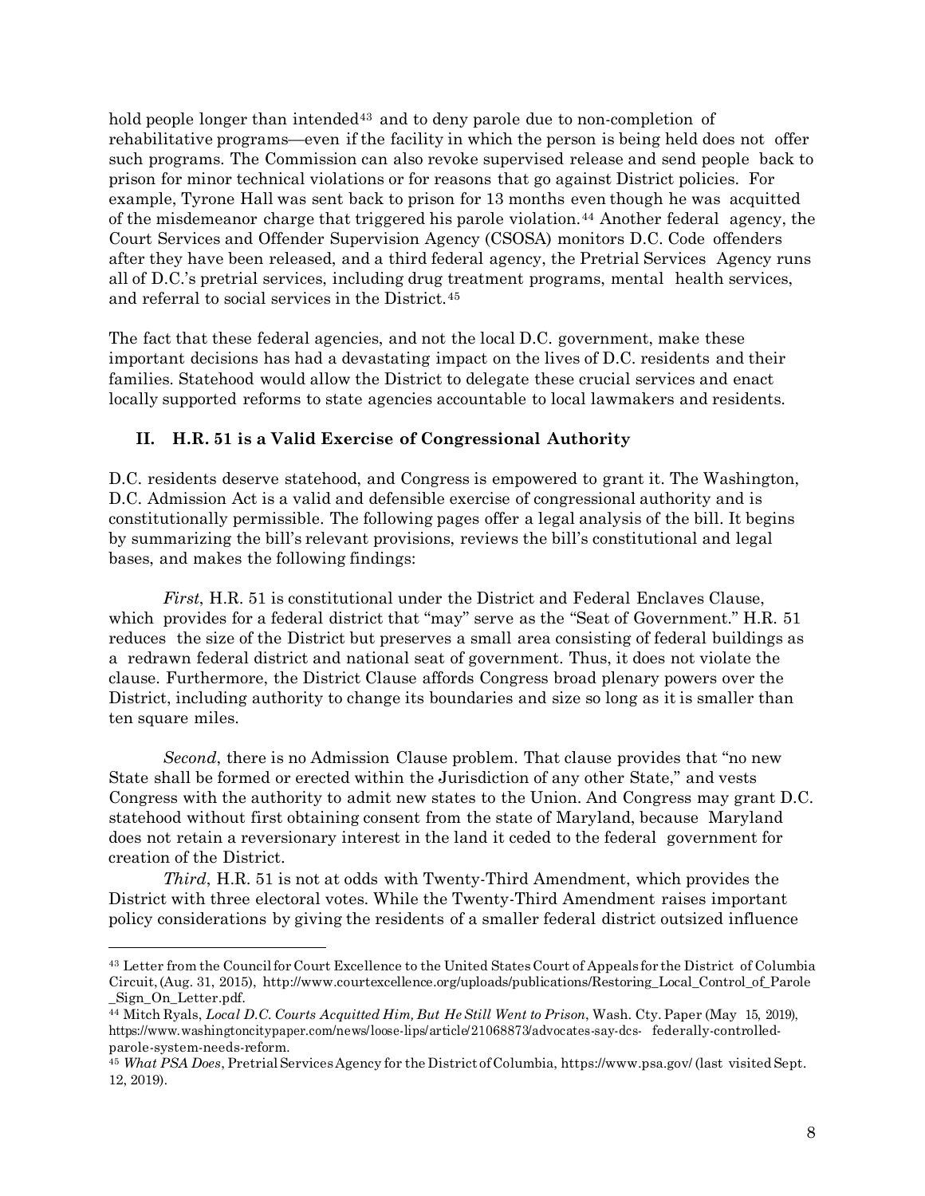hold people longer than intended[43] and to deny parole due to non-completion of rehabilitative programs—even if the facility in which the person is being held does not offer such programs. The Commission can also revoke supervised release and send people back to prison for minor technical violations or for reasons that go against District policies. For example, Tyrone Hall was sent back to prison for 13 months even though he was acquitted of the misdemeanor charge that triggered his parole violation.[44] Another federal agency, the Court Services and Offender Supervision Agency (CSOSA) monitors D.C. Code offenders after they have been released, and a third federal agency, the Pretrial Services Agency runs all of D.C.'s pretrial services, including drug treatment programs, mental health services, and referral to social services in the District.[45]

The fact that these federal agencies, and not the local D.C. government, make these important decisions has had a devastating impact on the lives of D.C. residents and their families. Statehood would allow the District to delegate these crucial services and enact locally supported reforms to state agencies accountable to local lawmakers and residents.

## II. H.R. 51 is a Valid Exercise of Congressional Authority

D.C. residents deserve statehood, and Congress is empowered to grant it. The Washington, D.C. Admission Act is a valid and defensible exercise of congressional authority and is constitutionally permissible. The following pages offer a legal analysis of the bill. It begins by summarizing the bill's relevant provisions, reviews the bill's constitutional and legal bases, and makes the following findings:

*First*, H.R. 51 is constitutional under the District and Federal Enclaves Clause, which provides for a federal district that "may" serve as the "Seat of Government." H.R. 51 reduces the size of the District but preserves a small area consisting of federal buildings as a redrawn federal district and national seat of government. Thus, it does not violate the clause. Furthermore, the District Clause affords Congress broad plenary powers over the District, including authority to change its boundaries and size so long as it is smaller than ten square miles.

*Second*, there is no Admission Clause problem. That clause provides that "no new State shall be formed or erected within the Jurisdiction of any other State," and vests Congress with the authority to admit new states to the Union. And Congress may grant D.C. statehood without first obtaining consent from the state of Maryland, because Maryland does not retain a reversionary interest in the land it ceded to the federal government for creation of the District.

*Third*, H.R. 51 is not at odds with Twenty-Third Amendment, which provides the District with three electoral votes. While the Twenty-Third Amendment raises important policy considerations by giving the residents of a smaller federal district outsized influence

---

[43] Letter from the Council for Court Excellence to the United States Court of Appeals for the District of Columbia Circuit, (Aug. 31, 2015), http://www.courtexcellence.org/uploads/publications/Restoring_Local_Control_of_Parole_Sign_On_Letter.pdf.

[44] Mitch Ryals, *Local D.C. Courts Acquitted Him, But He Still Went to Prison*, Wash. Cty. Paper (May 15, 2019), https://www.washingtoncitypaper.com/news/loose-lips/article/21068873/advocates-say-dcs- federally-controlled-parole-system-needs-reform.

[45] *What PSA Does*, Pretrial Services Agency for the District of Columbia, https://www.psa.gov/ (last visited Sept. 12, 2019).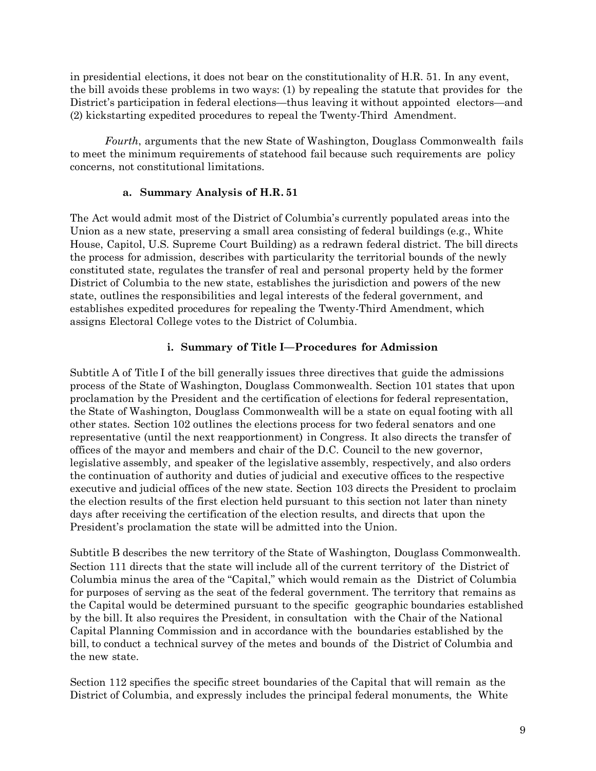in presidential elections, it does not bear on the constitutionality of H.R. 51. In any event, the bill avoids these problems in two ways: (1) by repealing the statute that provides for the District's participation in federal elections—thus leaving it without appointed electors—and (2) kickstarting expedited procedures to repeal the Twenty-Third Amendment.

*Fourth*, arguments that the new State of Washington, Douglass Commonwealth fails to meet the minimum requirements of statehood fail because such requirements are policy concerns, not constitutional limitations.

### a. Summary Analysis of H.R. 51

The Act would admit most of the District of Columbia's currently populated areas into the Union as a new state, preserving a small area consisting of federal buildings (e.g., White House, Capitol, U.S. Supreme Court Building) as a redrawn federal district. The bill directs the process for admission, describes with particularity the territorial bounds of the newly constituted state, regulates the transfer of real and personal property held by the former District of Columbia to the new state, establishes the jurisdiction and powers of the new state, outlines the responsibilities and legal interests of the federal government, and establishes expedited procedures for repealing the Twenty-Third Amendment, which assigns Electoral College votes to the District of Columbia.

#### i. Summary of Title I—Procedures for Admission

Subtitle A of Title I of the bill generally issues three directives that guide the admissions process of the State of Washington, Douglass Commonwealth. Section 101 states that upon proclamation by the President and the certification of elections for federal representation, the State of Washington, Douglass Commonwealth will be a state on equal footing with all other states. Section 102 outlines the elections process for two federal senators and one representative (until the next reapportionment) in Congress. It also directs the transfer of offices of the mayor and members and chair of the D.C. Council to the new governor, legislative assembly, and speaker of the legislative assembly, respectively, and also orders the continuation of authority and duties of judicial and executive offices to the respective executive and judicial offices of the new state. Section 103 directs the President to proclaim the election results of the first election held pursuant to this section not later than ninety days after receiving the certification of the election results, and directs that upon the President's proclamation the state will be admitted into the Union.

Subtitle B describes the new territory of the State of Washington, Douglass Commonwealth. Section 111 directs that the state will include all of the current territory of the District of Columbia minus the area of the "Capital," which would remain as the District of Columbia for purposes of serving as the seat of the federal government. The territory that remains as the Capital would be determined pursuant to the specific geographic boundaries established by the bill. It also requires the President, in consultation with the Chair of the National Capital Planning Commission and in accordance with the boundaries established by the bill, to conduct a technical survey of the metes and bounds of the District of Columbia and the new state.

Section 112 specifies the specific street boundaries of the Capital that will remain as the District of Columbia, and expressly includes the principal federal monuments, the White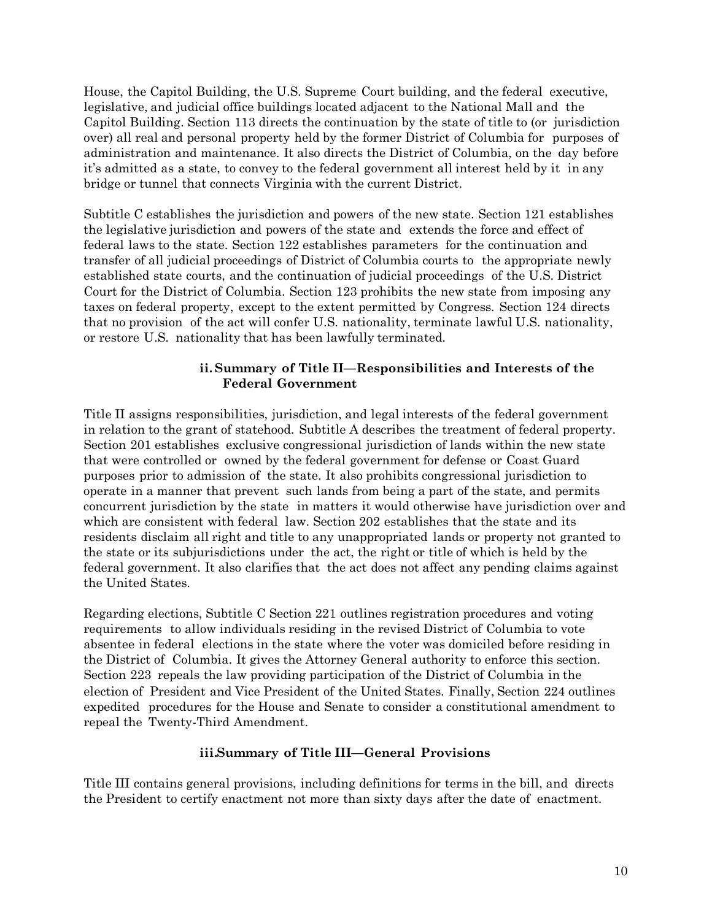House, the Capitol Building, the U.S. Supreme Court building, and the federal executive, legislative, and judicial office buildings located adjacent to the National Mall and the Capitol Building. Section 113 directs the continuation by the state of title to (or jurisdiction over) all real and personal property held by the former District of Columbia for purposes of administration and maintenance. It also directs the District of Columbia, on the day before it's admitted as a state, to convey to the federal government all interest held by it in any bridge or tunnel that connects Virginia with the current District.

Subtitle C establishes the jurisdiction and powers of the new state. Section 121 establishes the legislative jurisdiction and powers of the state and extends the force and effect of federal laws to the state. Section 122 establishes parameters for the continuation and transfer of all judicial proceedings of District of Columbia courts to the appropriate newly established state courts, and the continuation of judicial proceedings of the U.S. District Court for the District of Columbia. Section 123 prohibits the new state from imposing any taxes on federal property, except to the extent permitted by Congress. Section 124 directs that no provision of the act will confer U.S. nationality, terminate lawful U.S. nationality, or restore U.S. nationality that has been lawfully terminated.

### ii. Summary of Title II—Responsibilities and Interests of the Federal Government

Title II assigns responsibilities, jurisdiction, and legal interests of the federal government in relation to the grant of statehood. Subtitle A describes the treatment of federal property. Section 201 establishes exclusive congressional jurisdiction of lands within the new state that were controlled or owned by the federal government for defense or Coast Guard purposes prior to admission of the state. It also prohibits congressional jurisdiction to operate in a manner that prevent such lands from being a part of the state, and permits concurrent jurisdiction by the state in matters it would otherwise have jurisdiction over and which are consistent with federal law. Section 202 establishes that the state and its residents disclaim all right and title to any unappropriated lands or property not granted to the state or its subjurisdictions under the act, the right or title of which is held by the federal government. It also clarifies that the act does not affect any pending claims against the United States.

Regarding elections, Subtitle C Section 221 outlines registration procedures and voting requirements to allow individuals residing in the revised District of Columbia to vote absentee in federal elections in the state where the voter was domiciled before residing in the District of Columbia. It gives the Attorney General authority to enforce this section. Section 223 repeals the law providing participation of the District of Columbia in the election of President and Vice President of the United States. Finally, Section 224 outlines expedited procedures for the House and Senate to consider a constitutional amendment to repeal the Twenty-Third Amendment.

### iii. Summary of Title III—General Provisions

Title III contains general provisions, including definitions for terms in the bill, and directs the President to certify enactment not more than sixty days after the date of enactment.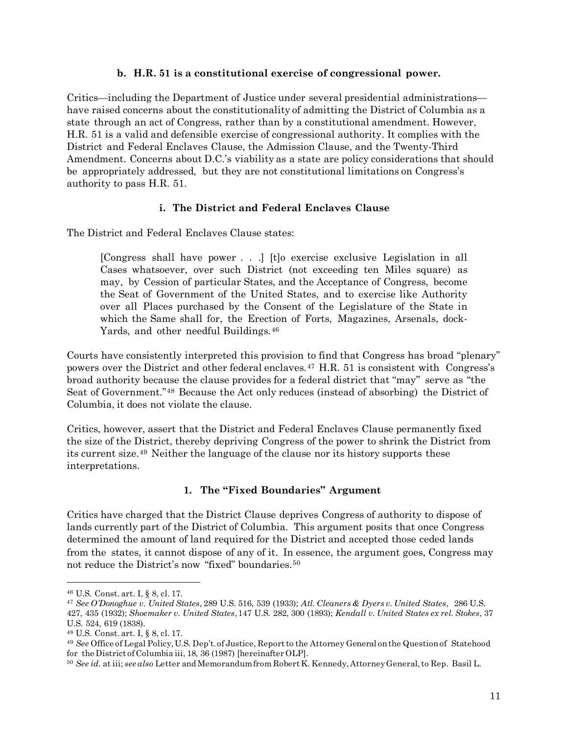#### b. H.R. 51 is a constitutional exercise of congressional power.

Critics—including the Department of Justice under several presidential administrations—have raised concerns about the constitutionality of admitting the District of Columbia as a state through an act of Congress, rather than by a constitutional amendment. However, H.R. 51 is a valid and defensible exercise of congressional authority. It complies with the District and Federal Enclaves Clause, the Admission Clause, and the Twenty-Third Amendment. Concerns about D.C.'s viability as a state are policy considerations that should be appropriately addressed, but they are not constitutional limitations on Congress's authority to pass H.R. 51.

##### i. The District and Federal Enclaves Clause

The District and Federal Enclaves Clause states:

> [Congress shall have power . . .] [t]o exercise exclusive Legislation in all Cases whatsoever, over such District (not exceeding ten Miles square) as may, by Cession of particular States, and the Acceptance of Congress, become the Seat of Government of the United States, and to exercise like Authority over all Places purchased by the Consent of the Legislature of the State in which the Same shall for, the Erection of Forts, Magazines, Arsenals, dock-Yards, and other needful Buildings.[46]

Courts have consistently interpreted this provision to find that Congress has broad "plenary" powers over the District and other federal enclaves.[47] H.R. 51 is consistent with Congress's broad authority because the clause provides for a federal district that "may" serve as "the Seat of Government."[48] Because the Act only reduces (instead of absorbing) the District of Columbia, it does not violate the clause.

Critics, however, assert that the District and Federal Enclaves Clause permanently fixed the size of the District, thereby depriving Congress of the power to shrink the District from its current size.[49] Neither the language of the clause nor its history supports these interpretations.

###### 1. The "Fixed Boundaries" Argument

Critics have charged that the District Clause deprives Congress of authority to dispose of lands currently part of the District of Columbia. This argument posits that once Congress determined the amount of land required for the District and accepted those ceded lands from the states, it cannot dispose of any of it. In essence, the argument goes, Congress may not reduce the District's now "fixed" boundaries.[50]

---

[46] U.S. Const. art. I, § 8, cl. 17.

[47] *See O'Donoghue v. United States*, 289 U.S. 516, 539 (1933); *Atl. Cleaners & Dyers v. United States*, 286 U.S. 427, 435 (1932); *Shoemaker v. United States*, 147 U.S. 282, 300 (1893); *Kendall v. United States ex rel. Stokes*, 37 U.S. 524, 619 (1838).

[48] U.S. Const. art. I, § 8, cl. 17.

[49] *See* Office of Legal Policy, U.S. Dep't. of Justice, Report to the Attorney General on the Question of Statehood for the District of Columbia iii, 18, 36 (1987) [hereinafter OLP].

[50] *See id.* at iii; *see also* Letter and Memorandum from Robert K. Kennedy, Attorney General, to Rep. Basil L.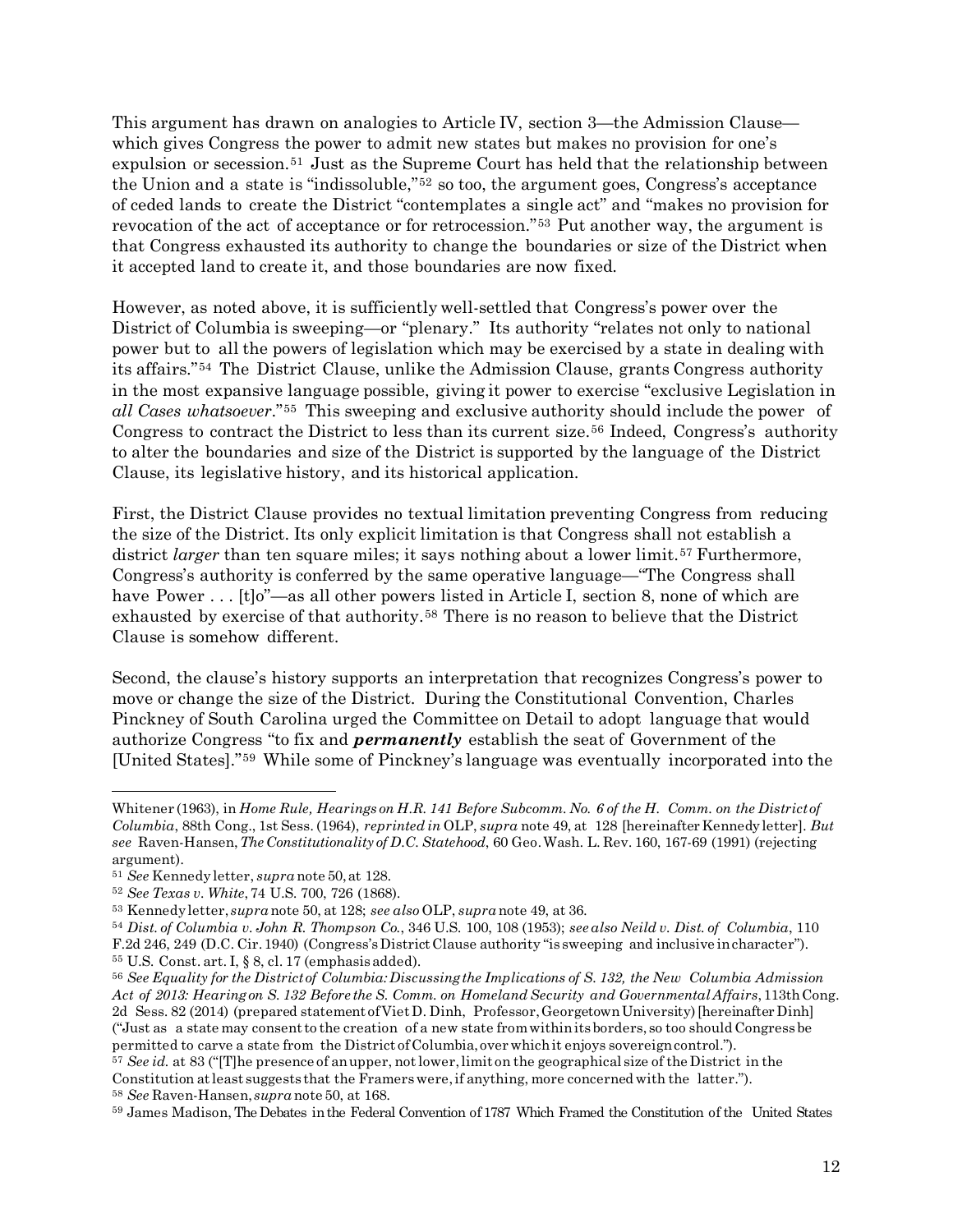This argument has drawn on analogies to Article IV, section 3—the Admission Clause—which gives Congress the power to admit new states but makes no provision for one's expulsion or secession.[51] Just as the Supreme Court has held that the relationship between the Union and a state is "indissoluble,"[52] so too, the argument goes, Congress's acceptance of ceded lands to create the District "contemplates a single act" and "makes no provision for revocation of the act of acceptance or for retrocession."[53] Put another way, the argument is that Congress exhausted its authority to change the boundaries or size of the District when it accepted land to create it, and those boundaries are now fixed.

However, as noted above, it is sufficiently well-settled that Congress's power over the District of Columbia is sweeping—or "plenary." Its authority "relates not only to national power but to all the powers of legislation which may be exercised by a state in dealing with its affairs."[54] The District Clause, unlike the Admission Clause, grants Congress authority in the most expansive language possible, giving it power to exercise "exclusive Legislation in *all Cases whatsoever*."[55] This sweeping and exclusive authority should include the power of Congress to contract the District to less than its current size.[56] Indeed, Congress's authority to alter the boundaries and size of the District is supported by the language of the District Clause, its legislative history, and its historical application.

First, the District Clause provides no textual limitation preventing Congress from reducing the size of the District. Its only explicit limitation is that Congress shall not establish a district *larger* than ten square miles; it says nothing about a lower limit.[57] Furthermore, Congress's authority is conferred by the same operative language—"The Congress shall have Power . . . [t]o"—as all other powers listed in Article I, section 8, none of which are exhausted by exercise of that authority.[58] There is no reason to believe that the District Clause is somehow different.

Second, the clause's history supports an interpretation that recognizes Congress's power to move or change the size of the District. During the Constitutional Convention, Charles Pinckney of South Carolina urged the Committee on Detail to adopt language that would authorize Congress "to fix and ***permanently*** establish the seat of Government of the [United States]."[59] While some of Pinckney's language was eventually incorporated into the

---

Whitener (1963), in *Home Rule, Hearings on H.R. 141 Before Subcomm. No. 6 of the H. Comm. on the District of Columbia*, 88th Cong., 1st Sess. (1964), *reprinted in* OLP, *supra* note 49, at 128 [hereinafter Kennedy letter]. *But see* Raven-Hansen, *The Constitutionality of D.C. Statehood*, 60 Geo. Wash. L. Rev. 160, 167-69 (1991) (rejecting argument).

[51] *See* Kennedy letter, *supra* note 50, at 128.

[52] *See Texas v. White*, 74 U.S. 700, 726 (1868).

[53] Kennedy letter, *supra* note 50, at 128; *see also* OLP, *supra* note 49, at 36.

[54] *Dist. of Columbia v. John R. Thompson Co.*, 346 U.S. 100, 108 (1953); *see also Neild v. Dist. of Columbia*, 110 F.2d 246, 249 (D.C. Cir. 1940) (Congress's District Clause authority "is sweeping and inclusive in character").

[55] U.S. Const. art. I, § 8, cl. 17 (emphasis added).

[56] *See Equality for the District of Columbia: Discussing the Implications of S. 132, the New Columbia Admission Act of 2013: Hearing on S. 132 Before the S. Comm. on Homeland Security and Governmental Affairs*, 113th Cong. 2d Sess. 82 (2014) (prepared statement of Viet D. Dinh, Professor, Georgetown University) [hereinafter Dinh] ("Just as a state may consent to the creation of a new state from within its borders, so too should Congress be permitted to carve a state from the District of Columbia, over which it enjoys sovereign control.").

[57] *See id.* at 83 ("[T]he presence of an upper, not lower, limit on the geographical size of the District in the Constitution at least suggests that the Framers were, if anything, more concerned with the latter.").

[58] *See* Raven-Hansen, *supra* note 50, at 168.

[59] James Madison, The Debates in the Federal Convention of 1787 Which Framed the Constitution of the United States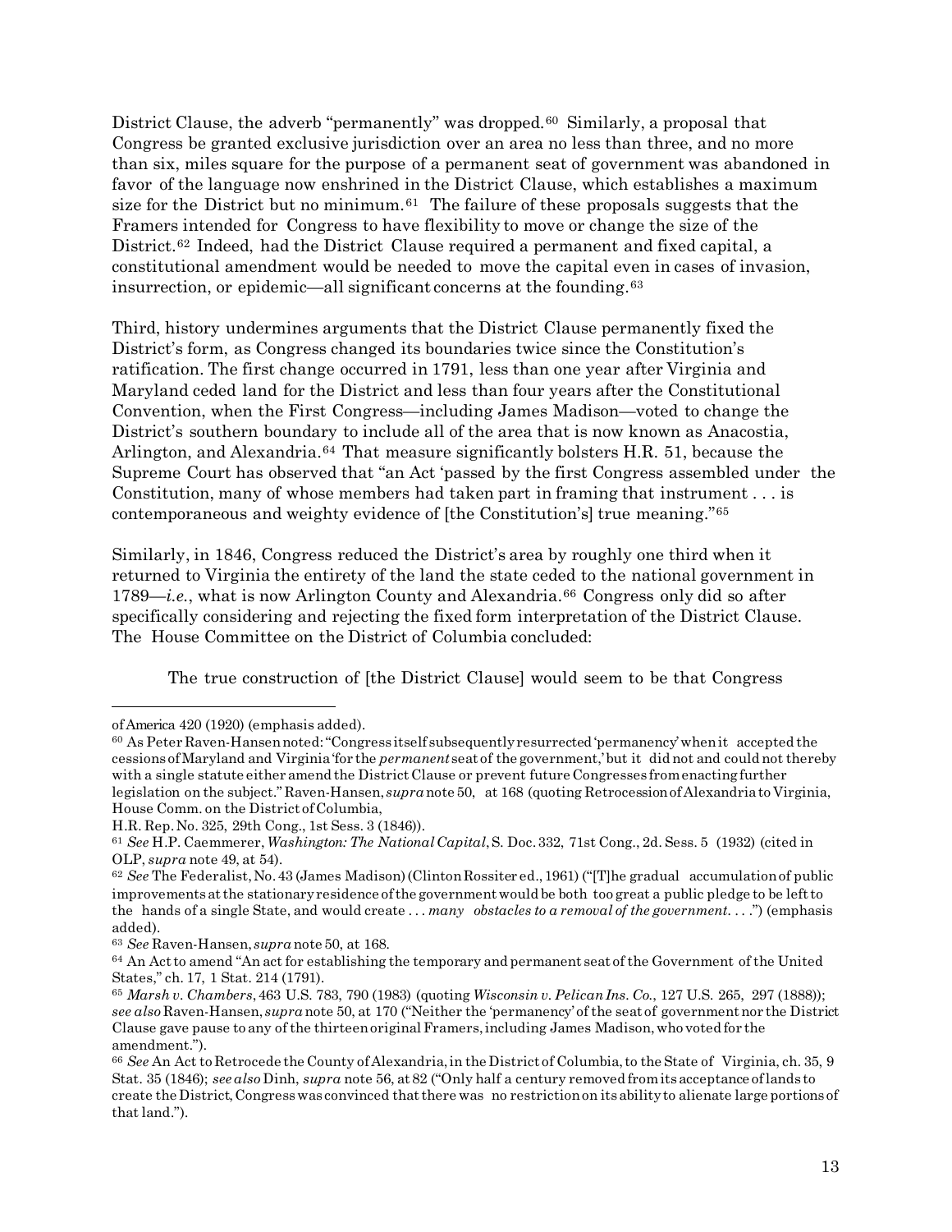District Clause, the adverb "permanently" was dropped.[60] Similarly, a proposal that Congress be granted exclusive jurisdiction over an area no less than three, and no more than six, miles square for the purpose of a permanent seat of government was abandoned in favor of the language now enshrined in the District Clause, which establishes a maximum size for the District but no minimum.[61] The failure of these proposals suggests that the Framers intended for Congress to have flexibility to move or change the size of the District.[62] Indeed, had the District Clause required a permanent and fixed capital, a constitutional amendment would be needed to move the capital even in cases of invasion, insurrection, or epidemic—all significant concerns at the founding.[63]

Third, history undermines arguments that the District Clause permanently fixed the District's form, as Congress changed its boundaries twice since the Constitution's ratification. The first change occurred in 1791, less than one year after Virginia and Maryland ceded land for the District and less than four years after the Constitutional Convention, when the First Congress—including James Madison—voted to change the District's southern boundary to include all of the area that is now known as Anacostia, Arlington, and Alexandria.[64] That measure significantly bolsters H.R. 51, because the Supreme Court has observed that "an Act 'passed by the first Congress assembled under the Constitution, many of whose members had taken part in framing that instrument . . . is contemporaneous and weighty evidence of [the Constitution's] true meaning."[65]

Similarly, in 1846, Congress reduced the District's area by roughly one third when it returned to Virginia the entirety of the land the state ceded to the national government in 1789—*i.e.*, what is now Arlington County and Alexandria.[66] Congress only did so after specifically considering and rejecting the fixed form interpretation of the District Clause. The House Committee on the District of Columbia concluded:

> The true construction of [the District Clause] would seem to be that Congress

---

of America 420 (1920) (emphasis added).

[60] As Peter Raven-Hansen noted: "Congress itself subsequently resurrected 'permanency' when it accepted the cessions of Maryland and Virginia 'for the *permanent* seat of the government,' but it did not and could not thereby with a single statute either amend the District Clause or prevent future Congresses from enacting further legislation on the subject." Raven-Hansen, *supra* note 50, at 168 (quoting Retrocession of Alexandria to Virginia, House Comm. on the District of Columbia, H.R. Rep. No. 325, 29th Cong., 1st Sess. 3 (1846)).

[61] *See* H.P. Caemmerer, *Washington: The National Capital*, S. Doc. 332, 71st Cong., 2d. Sess. 5 (1932) (cited in OLP, *supra* note 49, at 54).

[62] *See* The Federalist, No. 43 (James Madison) (Clinton Rossiter ed., 1961) ("[T]he gradual accumulation of public improvements at the stationary residence of the government would be both too great a public pledge to be left to the hands of a single State, and would create . . . *many obstacles to a removal of the government*. . . .") (emphasis added).

[63] *See* Raven-Hansen, *supra* note 50, at 168.

[64] An Act to amend "An act for establishing the temporary and permanent seat of the Government of the United States," ch. 17, 1 Stat. 214 (1791).

[65] *Marsh v. Chambers*, 463 U.S. 783, 790 (1983) (quoting *Wisconsin v. Pelican Ins. Co.*, 127 U.S. 265, 297 (1888)); *see also* Raven-Hansen, *supra* note 50, at 170 ("Neither the 'permanency' of the seat of government nor the District Clause gave pause to any of the thirteen original Framers, including James Madison, who voted for the amendment.").

[66] *See* An Act to Retrocede the County of Alexandria, in the District of Columbia, to the State of Virginia, ch. 35, 9 Stat. 35 (1846); *see also* Dinh, *supra* note 56, at 82 ("Only half a century removed from its acceptance of lands to create the District, Congress was convinced that there was no restriction on its ability to alienate large portions of that land.").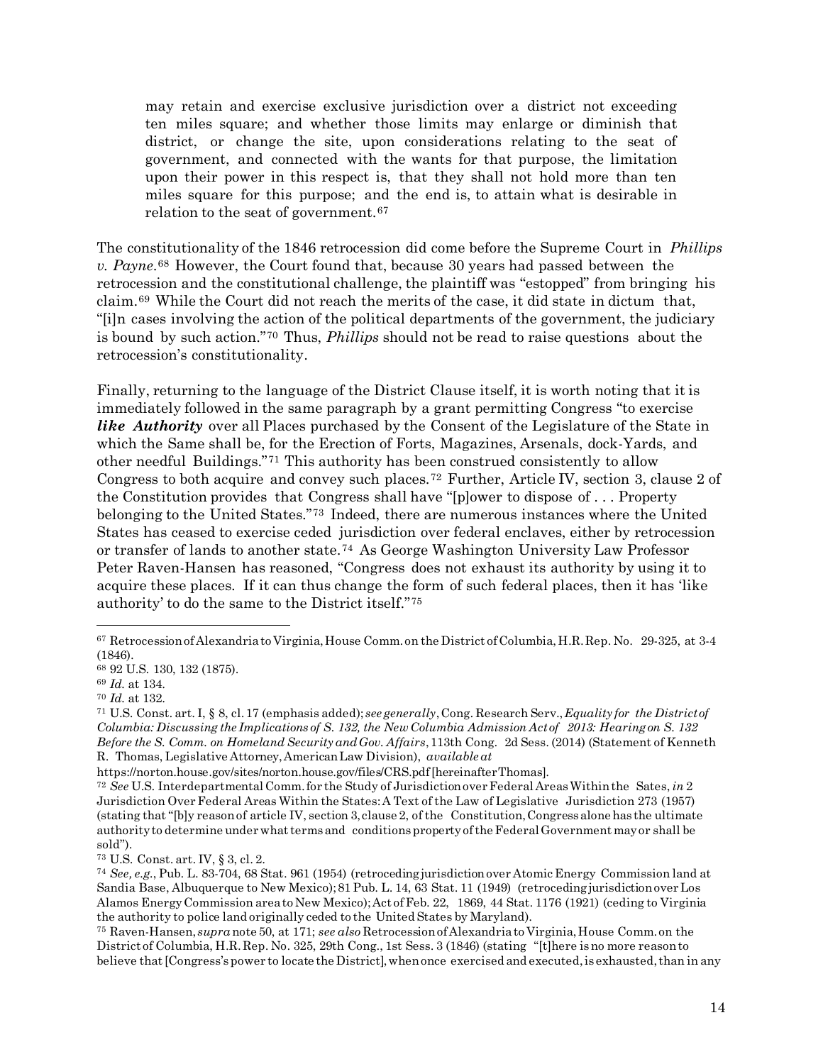> may retain and exercise exclusive jurisdiction over a district not exceeding ten miles square; and whether those limits may enlarge or diminish that district, or change the site, upon considerations relating to the seat of government, and connected with the wants for that purpose, the limitation upon their power in this respect is, that they shall not hold more than ten miles square for this purpose; and the end is, to attain what is desirable in relation to the seat of government.[67]

The constitutionality of the 1846 retrocession did come before the Supreme Court in *Phillips v. Payne*.[68] However, the Court found that, because 30 years had passed between the retrocession and the constitutional challenge, the plaintiff was "estopped" from bringing his claim.[69] While the Court did not reach the merits of the case, it did state in dictum that, "[i]n cases involving the action of the political departments of the government, the judiciary is bound by such action."[70] Thus, *Phillips* should not be read to raise questions about the retrocession's constitutionality.

Finally, returning to the language of the District Clause itself, it is worth noting that it is immediately followed in the same paragraph by a grant permitting Congress "to exercise ***like Authority*** over all Places purchased by the Consent of the Legislature of the State in which the Same shall be, for the Erection of Forts, Magazines, Arsenals, dock-Yards, and other needful Buildings."[71] This authority has been construed consistently to allow Congress to both acquire and convey such places.[72] Further, Article IV, section 3, clause 2 of the Constitution provides that Congress shall have "[p]ower to dispose of . . . Property belonging to the United States."[73] Indeed, there are numerous instances where the United States has ceased to exercise ceded jurisdiction over federal enclaves, either by retrocession or transfer of lands to another state.[74] As George Washington University Law Professor Peter Raven-Hansen has reasoned, "Congress does not exhaust its authority by using it to acquire these places. If it can thus change the form of such federal places, then it has 'like authority' to do the same to the District itself."[75]

---

[67] Retrocession of Alexandria to Virginia, House Comm. on the District of Columbia, H.R. Rep. No. 29-325, at 3-4 (1846).

[68] 92 U.S. 130, 132 (1875).

[69] *Id.* at 134.

[70] *Id.* at 132.

[71] U.S. Const. art. I, § 8, cl. 17 (emphasis added); *see generally*, Cong. Research Serv., *Equality for the District of Columbia: Discussing the Implications of S. 132, the New Columbia Admission Act of 2013: Hearing on S. 132 Before the S. Comm. on Homeland Security and Gov. Affairs*, 113th Cong. 2d Sess. (2014) (Statement of Kenneth R. Thomas, Legislative Attorney, American Law Division), *available at* https://norton.house.gov/sites/norton.house.gov/files/CRS.pdf [hereinafter Thomas].

[72] *See* U.S. Interdepartmental Comm. for the Study of Jurisdiction over Federal Areas Within the Sates, *in* 2 Jurisdiction Over Federal Areas Within the States: A Text of the Law of Legislative Jurisdiction 273 (1957) (stating that "[b]y reason of article IV, section 3, clause 2, of the Constitution, Congress alone has the ultimate authority to determine under what terms and conditions property of the Federal Government may or shall be sold").

[73] U.S. Const. art. IV, § 3, cl. 2.

[74] *See, e.g.*, Pub. L. 83-704, 68 Stat. 961 (1954) (retroceding jurisdiction over Atomic Energy Commission land at Sandia Base, Albuquerque to New Mexico); 81 Pub. L. 14, 63 Stat. 11 (1949) (retroceding jurisdiction over Los Alamos Energy Commission area to New Mexico); Act of Feb. 22, 1869, 44 Stat. 1176 (1921) (ceding to Virginia the authority to police land originally ceded to the United States by Maryland).

[75] Raven-Hansen, *supra* note 50, at 171; *see also* Retrocession of Alexandria to Virginia, House Comm. on the District of Columbia, H.R. Rep. No. 325, 29th Cong., 1st Sess. 3 (1846) (stating "[t]here is no more reason to believe that [Congress's power to locate the District], when once exercised and executed, is exhausted, than in any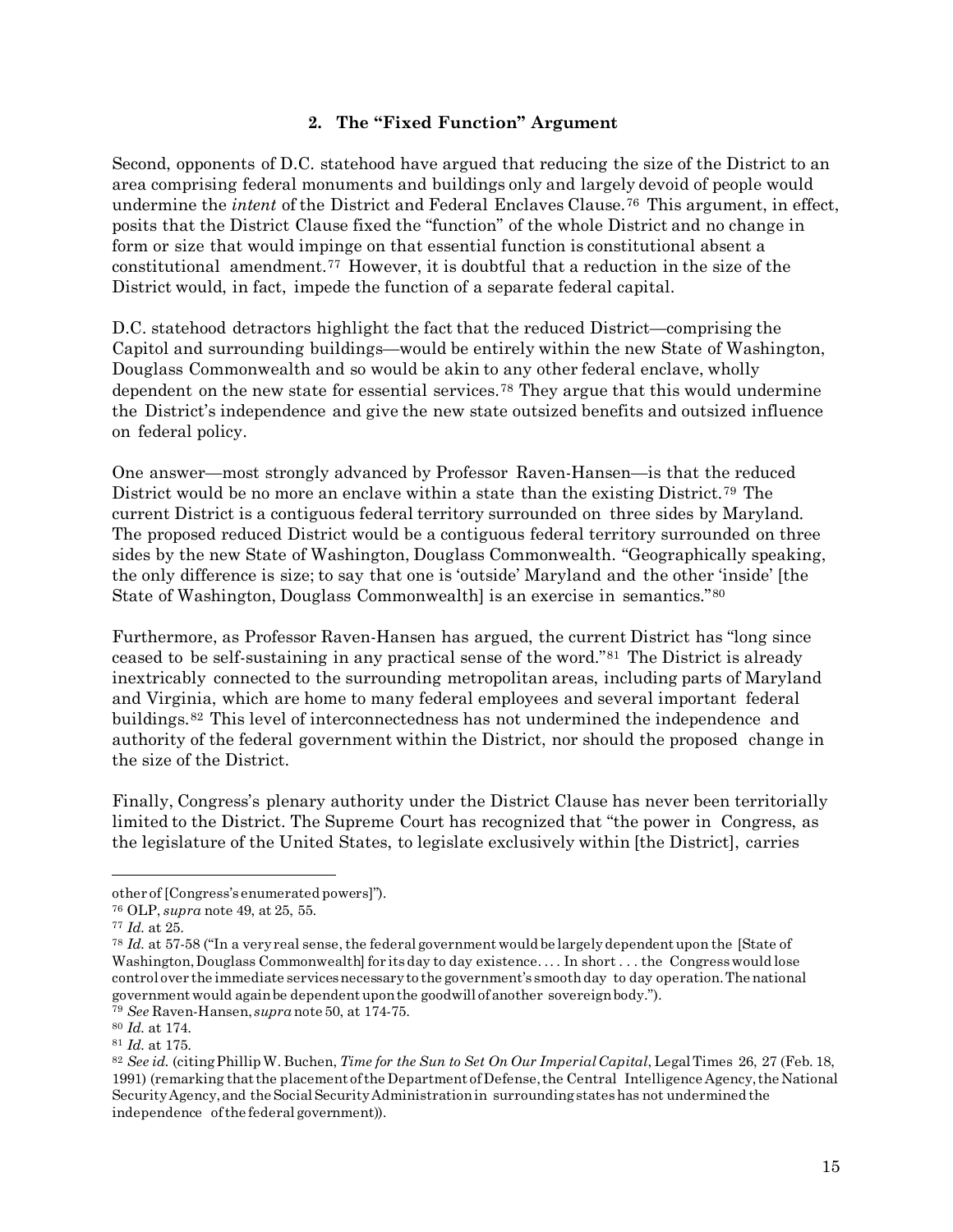### 2. The "Fixed Function" Argument

Second, opponents of D.C. statehood have argued that reducing the size of the District to an area comprising federal monuments and buildings only and largely devoid of people would undermine the *intent* of the District and Federal Enclaves Clause.[76] This argument, in effect, posits that the District Clause fixed the "function" of the whole District and no change in form or size that would impinge on that essential function is constitutional absent a constitutional amendment.[77] However, it is doubtful that a reduction in the size of the District would, in fact, impede the function of a separate federal capital.

D.C. statehood detractors highlight the fact that the reduced District—comprising the Capitol and surrounding buildings—would be entirely within the new State of Washington, Douglass Commonwealth and so would be akin to any other federal enclave, wholly dependent on the new state for essential services.[78] They argue that this would undermine the District's independence and give the new state outsized benefits and outsized influence on federal policy.

One answer—most strongly advanced by Professor Raven-Hansen—is that the reduced District would be no more an enclave within a state than the existing District.[79] The current District is a contiguous federal territory surrounded on three sides by Maryland. The proposed reduced District would be a contiguous federal territory surrounded on three sides by the new State of Washington, Douglass Commonwealth. "Geographically speaking, the only difference is size; to say that one is 'outside' Maryland and the other 'inside' [the State of Washington, Douglass Commonwealth] is an exercise in semantics."[80]

Furthermore, as Professor Raven-Hansen has argued, the current District has "long since ceased to be self-sustaining in any practical sense of the word."[81] The District is already inextricably connected to the surrounding metropolitan areas, including parts of Maryland and Virginia, which are home to many federal employees and several important federal buildings.[82] This level of interconnectedness has not undermined the independence and authority of the federal government within the District, nor should the proposed change in the size of the District.

Finally, Congress's plenary authority under the District Clause has never been territorially limited to the District. The Supreme Court has recognized that "the power in Congress, as the legislature of the United States, to legislate exclusively within [the District], carries

---

other of [Congress's enumerated powers]").

[76] OLP, *supra* note 49, at 25, 55.

[77] *Id.* at 25.

[78] *Id.* at 57-58 ("In a very real sense, the federal government would be largely dependent upon the [State of Washington, Douglass Commonwealth] for its day to day existence. . . . In short . . . the Congress would lose control over the immediate services necessary to the government's smooth day to day operation. The national government would again be dependent upon the goodwill of another sovereign body.").

[79] *See* Raven-Hansen, *supra* note 50, at 174-75.

[80] *Id.* at 174.

[81] *Id.* at 175.

[82] *See id.* (citing Phillip W. Buchen, *Time for the Sun to Set On Our Imperial Capital*, Legal Times 26, 27 (Feb. 18, 1991) (remarking that the placement of the Department of Defense, the Central Intelligence Agency, the National Security Agency, and the Social Security Administration in surrounding states has not undermined the independence of the federal government)).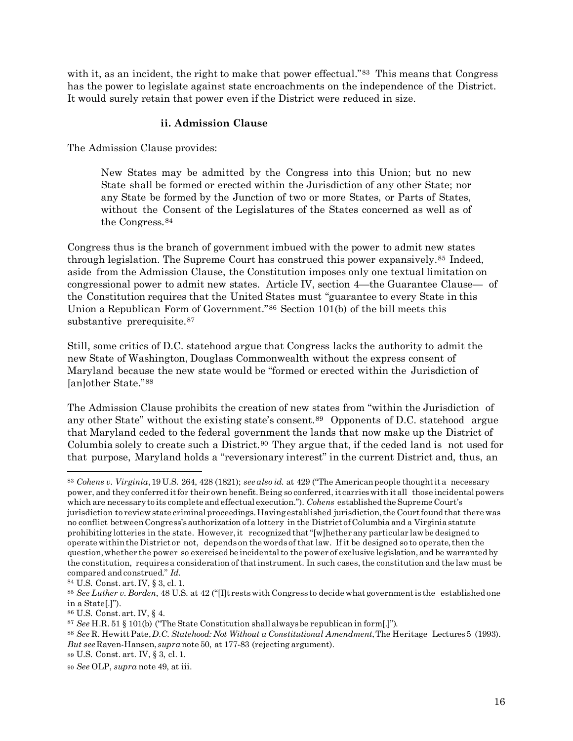with it, as an incident, the right to make that power effectual."[83] This means that Congress has the power to legislate against state encroachments on the independence of the District. It would surely retain that power even if the District were reduced in size.

#### ii. Admission Clause

The Admission Clause provides:

> New States may be admitted by the Congress into this Union; but no new State shall be formed or erected within the Jurisdiction of any other State; nor any State be formed by the Junction of two or more States, or Parts of States, without the Consent of the Legislatures of the States concerned as well as of the Congress.[84]

Congress thus is the branch of government imbued with the power to admit new states through legislation. The Supreme Court has construed this power expansively.[85] Indeed, aside from the Admission Clause, the Constitution imposes only one textual limitation on congressional power to admit new states. Article IV, section 4—the Guarantee Clause— of the Constitution requires that the United States must "guarantee to every State in this Union a Republican Form of Government."[86] Section 101(b) of the bill meets this substantive prerequisite.[87]

Still, some critics of D.C. statehood argue that Congress lacks the authority to admit the new State of Washington, Douglass Commonwealth without the express consent of Maryland because the new state would be "formed or erected within the Jurisdiction of [an]other State."[88]

The Admission Clause prohibits the creation of new states from "within the Jurisdiction of any other State" without the existing state's consent.[89] Opponents of D.C. statehood argue that Maryland ceded to the federal government the lands that now make up the District of Columbia solely to create such a District.[90] They argue that, if the ceded land is not used for that purpose, Maryland holds a "reversionary interest" in the current District and, thus, an

---

[83] *Cohens v. Virginia*, 19 U.S. 264, 428 (1821); *see also id.* at 429 ("The American people thought it a necessary power, and they conferred it for their own benefit. Being so conferred, it carries with it all those incidental powers which are necessary to its complete and effectual execution."). *Cohens* established the Supreme Court's jurisdiction to review state criminal proceedings. Having established jurisdiction, the Court found that there was no conflict between Congress's authorization of a lottery in the District of Columbia and a Virginia statute prohibiting lotteries in the state. However, it recognized that "[w]hether any particular law be designed to operate within the District or not, depends on the words of that law. If it be designed so to operate, then the question, whether the power so exercised be incidental to the power of exclusive legislation, and be warranted by the constitution, requires a consideration of that instrument. In such cases, the constitution and the law must be compared and construed." *Id.*

[84] U.S. Const. art. IV, § 3, cl. 1.

[85] *See Luther v. Borden*, 48 U.S. at 42 ("[I]t rests with Congress to decide what government is the established one in a State[.]").

[86] U.S. Const. art. IV, § 4.

[87] *See* H.R. 51 § 101(b) ("The State Constitution shall always be republican in form[.]").

[88] *See* R. Hewitt Pate, *D.C. Statehood: Not Without a Constitutional Amendment*, The Heritage Lectures 5 (1993). *But see* Raven-Hansen, *supra* note 50, at 177-83 (rejecting argument).

[89] U.S. Const. art. IV, § 3, cl. 1.

[90] *See* OLP, *supra* note 49, at iii.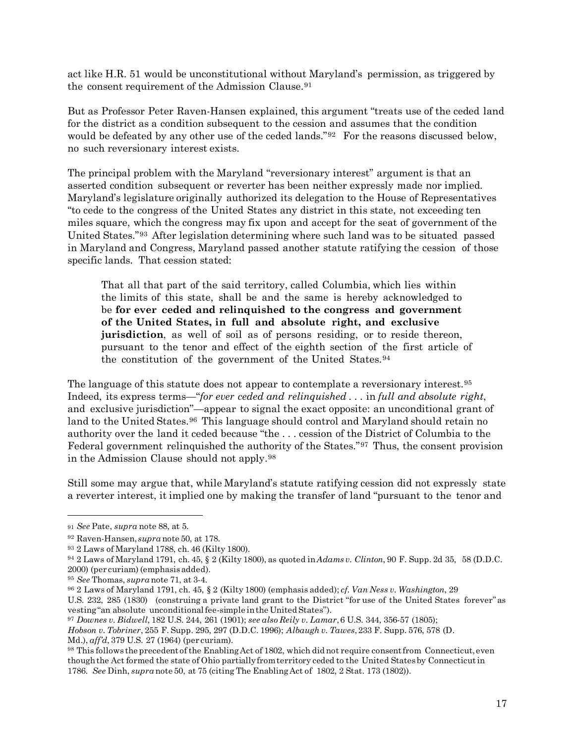act like H.R. 51 would be unconstitutional without Maryland's permission, as triggered by the consent requirement of the Admission Clause.[91]

But as Professor Peter Raven-Hansen explained, this argument "treats use of the ceded land for the district as a condition subsequent to the cession and assumes that the condition would be defeated by any other use of the ceded lands."[92] For the reasons discussed below, no such reversionary interest exists.

The principal problem with the Maryland "reversionary interest" argument is that an asserted condition subsequent or reverter has been neither expressly made nor implied. Maryland's legislature originally authorized its delegation to the House of Representatives "to cede to the congress of the United States any district in this state, not exceeding ten miles square, which the congress may fix upon and accept for the seat of government of the United States."[93] After legislation determining where such land was to be situated passed in Maryland and Congress, Maryland passed another statute ratifying the cession of those specific lands. That cession stated:

> That all that part of the said territory, called Columbia, which lies within the limits of this state, shall be and the same is hereby acknowledged to be **for ever ceded and relinquished to the congress and government of the United States, in full and absolute right, and exclusive jurisdiction**, as well of soil as of persons residing, or to reside thereon, pursuant to the tenor and effect of the eighth section of the first article of the constitution of the government of the United States.[94]

The language of this statute does not appear to contemplate a reversionary interest.[95] Indeed, its express terms—"*for ever ceded and relinquished* . . . in *full and absolute right*, and exclusive jurisdiction"—appear to signal the exact opposite: an unconditional grant of land to the United States.[96] This language should control and Maryland should retain no authority over the land it ceded because "the . . . cession of the District of Columbia to the Federal government relinquished the authority of the States."[97] Thus, the consent provision in the Admission Clause should not apply.[98]

Still some may argue that, while Maryland's statute ratifying cession did not expressly state a reverter interest, it implied one by making the transfer of land "pursuant to the tenor and

---

[91] *See* Pate, *supra* note 88, at 5.

[92] Raven-Hansen, *supra* note 50, at 178.

[93] 2 Laws of Maryland 1788, ch. 46 (Kilty 1800).

[94] 2 Laws of Maryland 1791, ch. 45, § 2 (Kilty 1800), as quoted in *Adams v. Clinton*, 90 F. Supp. 2d 35, 58 (D.D.C. 2000) (per curiam) (emphasis added).

[95] *See* Thomas, *supra* note 71, at 3-4.

[96] 2 Laws of Maryland 1791, ch. 45, § 2 (Kilty 1800) (emphasis added); *cf. Van Ness v. Washington*, 29 U.S. 232, 285 (1830) (construing a private land grant to the District "for use of the United States forever" as vesting "an absolute unconditional fee-simple in the United States").

[97] *Downes v. Bidwell*, 182 U.S. 244, 261 (1901); *see also Reily v. Lamar*, 6 U.S. 344, 356-57 (1805); *Hobson v. Tobriner*, 255 F. Supp. 295, 297 (D.D.C. 1996); *Albaugh v. Tawes*, 233 F. Supp. 576, 578 (D. Md.), *aff'd*, 379 U.S. 27 (1964) (per curiam).

[98] This follows the precedent of the Enabling Act of 1802, which did not require consent from Connecticut, even though the Act formed the state of Ohio partially from territory ceded to the United States by Connecticut in 1786. *See* Dinh, *supra* note 50, at 75 (citing The Enabling Act of 1802, 2 Stat. 173 (1802)).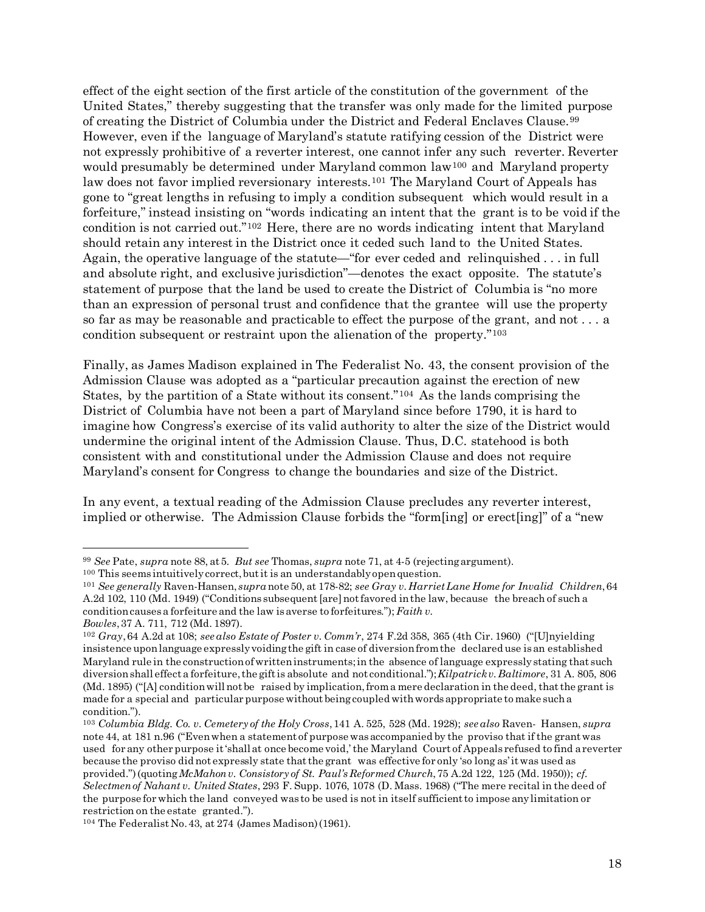effect of the eight section of the first article of the constitution of the government of the United States," thereby suggesting that the transfer was only made for the limited purpose of creating the District of Columbia under the District and Federal Enclaves Clause.[99] However, even if the language of Maryland's statute ratifying cession of the District were not expressly prohibitive of a reverter interest, one cannot infer any such reverter. Reverter would presumably be determined under Maryland common law[100] and Maryland property law does not favor implied reversionary interests.[101] The Maryland Court of Appeals has gone to "great lengths in refusing to imply a condition subsequent which would result in a forfeiture," instead insisting on "words indicating an intent that the grant is to be void if the condition is not carried out."[102] Here, there are no words indicating intent that Maryland should retain any interest in the District once it ceded such land to the United States. Again, the operative language of the statute—"for ever ceded and relinquished . . . in full and absolute right, and exclusive jurisdiction"—denotes the exact opposite. The statute's statement of purpose that the land be used to create the District of Columbia is "no more than an expression of personal trust and confidence that the grantee will use the property so far as may be reasonable and practicable to effect the purpose of the grant, and not . . . a condition subsequent or restraint upon the alienation of the property."[103]

Finally, as James Madison explained in The Federalist No. 43, the consent provision of the Admission Clause was adopted as a "particular precaution against the erection of new States, by the partition of a State without its consent."[104] As the lands comprising the District of Columbia have not been a part of Maryland since before 1790, it is hard to imagine how Congress's exercise of its valid authority to alter the size of the District would undermine the original intent of the Admission Clause. Thus, D.C. statehood is both consistent with and constitutional under the Admission Clause and does not require Maryland's consent for Congress to change the boundaries and size of the District.

In any event, a textual reading of the Admission Clause precludes any reverter interest, implied or otherwise. The Admission Clause forbids the "form[ing] or erect[ing]" of a "new

---

[99] *See* Pate, *supra* note 88, at 5. *But see* Thomas, *supra* note 71, at 4-5 (rejecting argument).

[100] This seems intuitively correct, but it is an understandably open question.

[101] *See generally* Raven-Hansen, *supra* note 50, at 178-82; *see Gray v. Harriet Lane Home for Invalid Children*, 64 A.2d 102, 110 (Md. 1949) ("Conditions subsequent [are] not favored in the law, because the breach of such a condition causes a forfeiture and the law is averse to forfeitures."); *Faith v. Bowles*, 37 A. 711, 712 (Md. 1897).

[102] *Gray*, 64 A.2d at 108; *see also Estate of Poster v. Comm'r*, 274 F.2d 358, 365 (4th Cir. 1960) ("[U]nyielding insistence upon language expressly voiding the gift in case of diversion from the declared use is an established Maryland rule in the construction of written instruments; in the absence of language expressly stating that such diversion shall effect a forfeiture, the gift is absolute and not conditional."); *Kilpatrick v. Baltimore*, 31 A. 805, 806 (Md. 1895) ("[A] condition will not be raised by implication, from a mere declaration in the deed, that the grant is made for a special and particular purpose without being coupled with words appropriate to make such a condition.").

[103] *Columbia Bldg. Co. v. Cemetery of the Holy Cross*, 141 A. 525, 528 (Md. 1928); *see also* Raven- Hansen, *supra* note 44, at 181 n.96 ("Even when a statement of purpose was accompanied by the proviso that if the grant was used for any other purpose it 'shall at once become void,' the Maryland Court of Appeals refused to find a reverter because the proviso did not expressly state that the grant was effective for only 'so long as' it was used as provided.") (quoting *McMahon v. Consistory of St. Paul's Reformed Church*, 75 A.2d 122, 125 (Md. 1950)); *cf. Selectmen of Nahant v. United States*, 293 F. Supp. 1076, 1078 (D. Mass. 1968) ("The mere recital in the deed of the purpose for which the land conveyed was to be used is not in itself sufficient to impose any limitation or restriction on the estate granted.").

[104] The Federalist No. 43, at 274 (James Madison) (1961).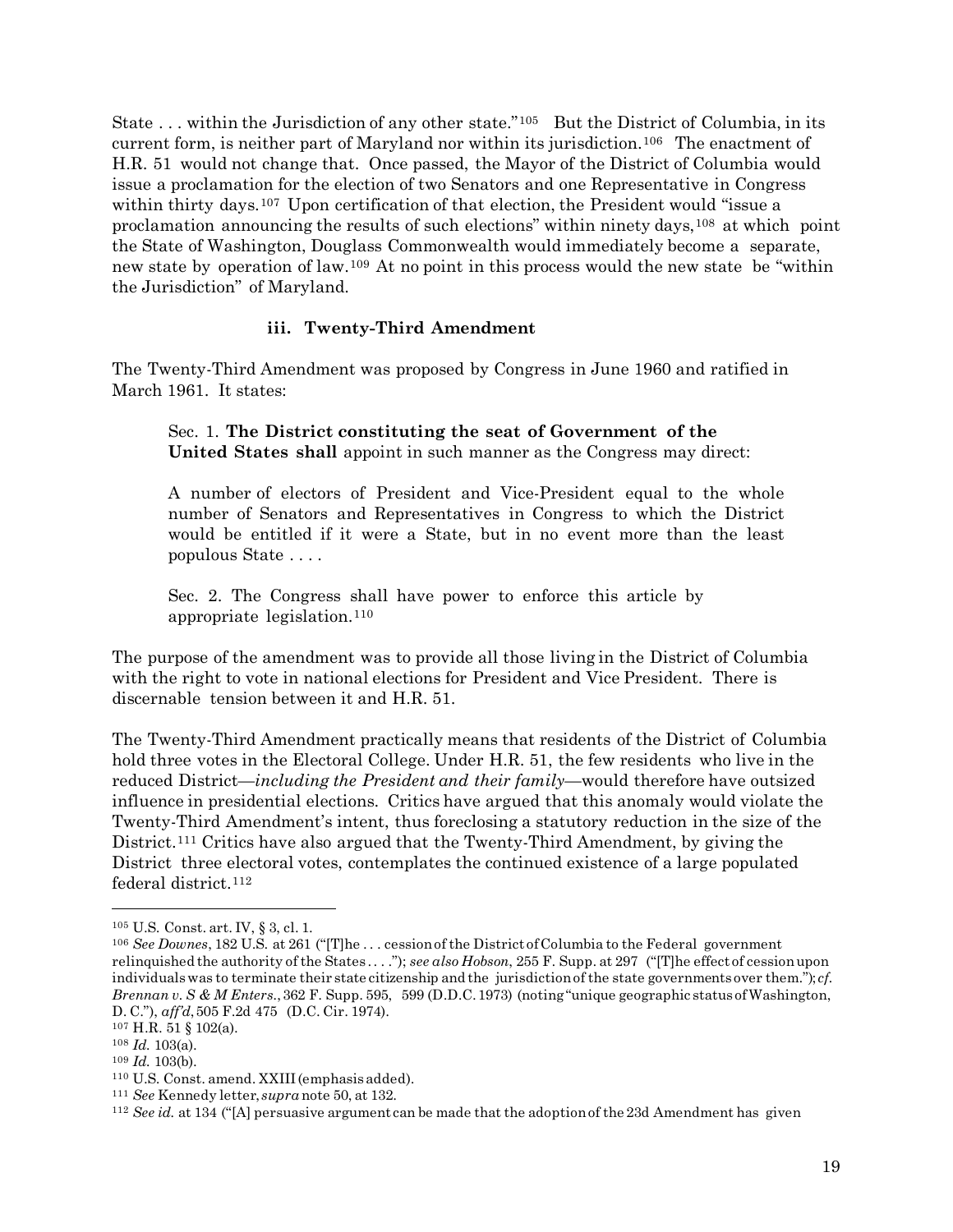State . . . within the Jurisdiction of any other state."[105] But the District of Columbia, in its current form, is neither part of Maryland nor within its jurisdiction.[106] The enactment of H.R. 51 would not change that. Once passed, the Mayor of the District of Columbia would issue a proclamation for the election of two Senators and one Representative in Congress within thirty days.[107] Upon certification of that election, the President would "issue a proclamation announcing the results of such elections" within ninety days,[108] at which point the State of Washington, Douglass Commonwealth would immediately become a separate, new state by operation of law.[109] At no point in this process would the new state be "within the Jurisdiction" of Maryland.

#### iii. Twenty-Third Amendment

The Twenty-Third Amendment was proposed by Congress in June 1960 and ratified in March 1961. It states:

> Sec. 1. **The District constituting the seat of Government of the United States shall** appoint in such manner as the Congress may direct:
>
> A number of electors of President and Vice-President equal to the whole number of Senators and Representatives in Congress to which the District would be entitled if it were a State, but in no event more than the least populous State . . . .
>
> Sec. 2. The Congress shall have power to enforce this article by appropriate legislation.[110]

The purpose of the amendment was to provide all those living in the District of Columbia with the right to vote in national elections for President and Vice President. There is discernable tension between it and H.R. 51.

The Twenty-Third Amendment practically means that residents of the District of Columbia hold three votes in the Electoral College. Under H.R. 51, the few residents who live in the reduced District—*including the President and their family*—would therefore have outsized influence in presidential elections. Critics have argued that this anomaly would violate the Twenty-Third Amendment's intent, thus foreclosing a statutory reduction in the size of the District.[111] Critics have also argued that the Twenty-Third Amendment, by giving the District three electoral votes, contemplates the continued existence of a large populated federal district.[112]

---

[105] U.S. Const. art. IV, § 3, cl. 1.

[106] *See Downes*, 182 U.S. at 261 ("[T]he . . . cession of the District of Columbia to the Federal government relinquished the authority of the States . . . ."); *see also Hobson*, 255 F. Supp. at 297 ("[T]he effect of cession upon individuals was to terminate their state citizenship and the jurisdiction of the state governments over them."); *cf. Brennan v. S & M Enters.*, 362 F. Supp. 595, 599 (D.D.C. 1973) (noting "unique geographic status of Washington, D. C."), *aff'd*, 505 F.2d 475 (D.C. Cir. 1974).

[107] H.R. 51 § 102(a).

[108] *Id.* 103(a).

[109] *Id.* 103(b).

[110] U.S. Const. amend. XXIII (emphasis added).

[111] *See* Kennedy letter, *supra* note 50, at 132.

[112] *See id.* at 134 ("[A] persuasive argument can be made that the adoption of the 23d Amendment has given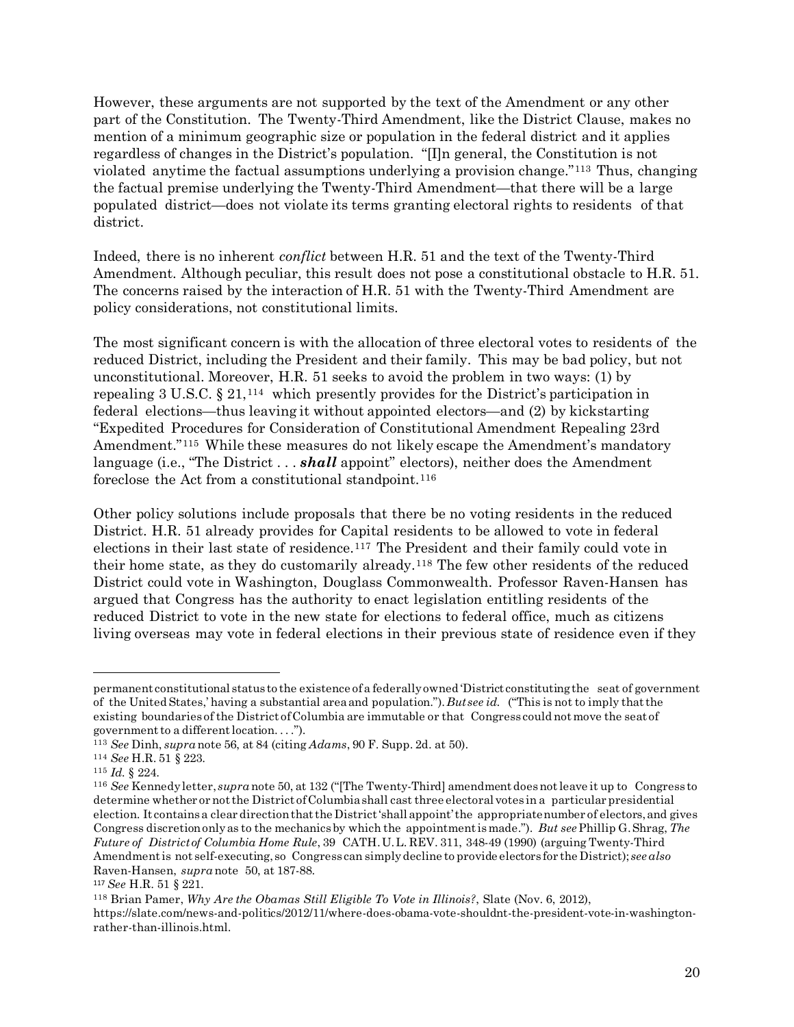However, these arguments are not supported by the text of the Amendment or any other part of the Constitution. The Twenty-Third Amendment, like the District Clause, makes no mention of a minimum geographic size or population in the federal district and it applies regardless of changes in the District's population. "[I]n general, the Constitution is not violated anytime the factual assumptions underlying a provision change."[113] Thus, changing the factual premise underlying the Twenty-Third Amendment—that there will be a large populated district—does not violate its terms granting electoral rights to residents of that district.

Indeed, there is no inherent *conflict* between H.R. 51 and the text of the Twenty-Third Amendment. Although peculiar, this result does not pose a constitutional obstacle to H.R. 51. The concerns raised by the interaction of H.R. 51 with the Twenty-Third Amendment are policy considerations, not constitutional limits.

The most significant concern is with the allocation of three electoral votes to residents of the reduced District, including the President and their family. This may be bad policy, but not unconstitutional. Moreover, H.R. 51 seeks to avoid the problem in two ways: (1) by repealing 3 U.S.C. § 21,[114] which presently provides for the District's participation in federal elections—thus leaving it without appointed electors—and (2) by kickstarting "Expedited Procedures for Consideration of Constitutional Amendment Repealing 23rd Amendment."[115] While these measures do not likely escape the Amendment's mandatory language (i.e., "The District . . . ***shall*** appoint" electors), neither does the Amendment foreclose the Act from a constitutional standpoint.[116]

Other policy solutions include proposals that there be no voting residents in the reduced District. H.R. 51 already provides for Capital residents to be allowed to vote in federal elections in their last state of residence.[117] The President and their family could vote in their home state, as they do customarily already.[118] The few other residents of the reduced District could vote in Washington, Douglass Commonwealth. Professor Raven-Hansen has argued that Congress has the authority to enact legislation entitling residents of the reduced District to vote in the new state for elections to federal office, much as citizens living overseas may vote in federal elections in their previous state of residence even if they

---

permanent constitutional status to the existence of a federally owned 'District constituting the seat of government of the United States,' having a substantial area and population."). *But see id.* ("This is not to imply that the existing boundaries of the District of Columbia are immutable or that Congress could not move the seat of government to a different location. . . .").

[113] *See* Dinh, *supra* note 56, at 84 (citing *Adams*, 90 F. Supp. 2d. at 50).

[114] *See* H.R. 51 § 223.

[115] *Id.* § 224.

[116] *See* Kennedy letter, *supra* note 50, at 132 ("[The Twenty-Third] amendment does not leave it up to Congress to determine whether or not the District of Columbia shall cast three electoral votes in a particular presidential election. It contains a clear direction that the District 'shall appoint' the appropriate number of electors, and gives Congress discretion only as to the mechanics by which the appointment is made."). *But see* Phillip G. Shrag, *The Future of District of Columbia Home Rule*, 39 CATH. U. L. REV. 311, 348-49 (1990) (arguing Twenty-Third Amendment is not self-executing, so Congress can simply decline to provide electors for the District); *see also* Raven-Hansen, *supra* note 50, at 187-88.

[117] *See* H.R. 51 § 221.

[118] Brian Pamer, *Why Are the Obamas Still Eligible To Vote in Illinois?*, Slate (Nov. 6, 2012), https://slate.com/news-and-politics/2012/11/where-does-obama-vote-shouldnt-the-president-vote-in-washington-rather-than-illinois.html.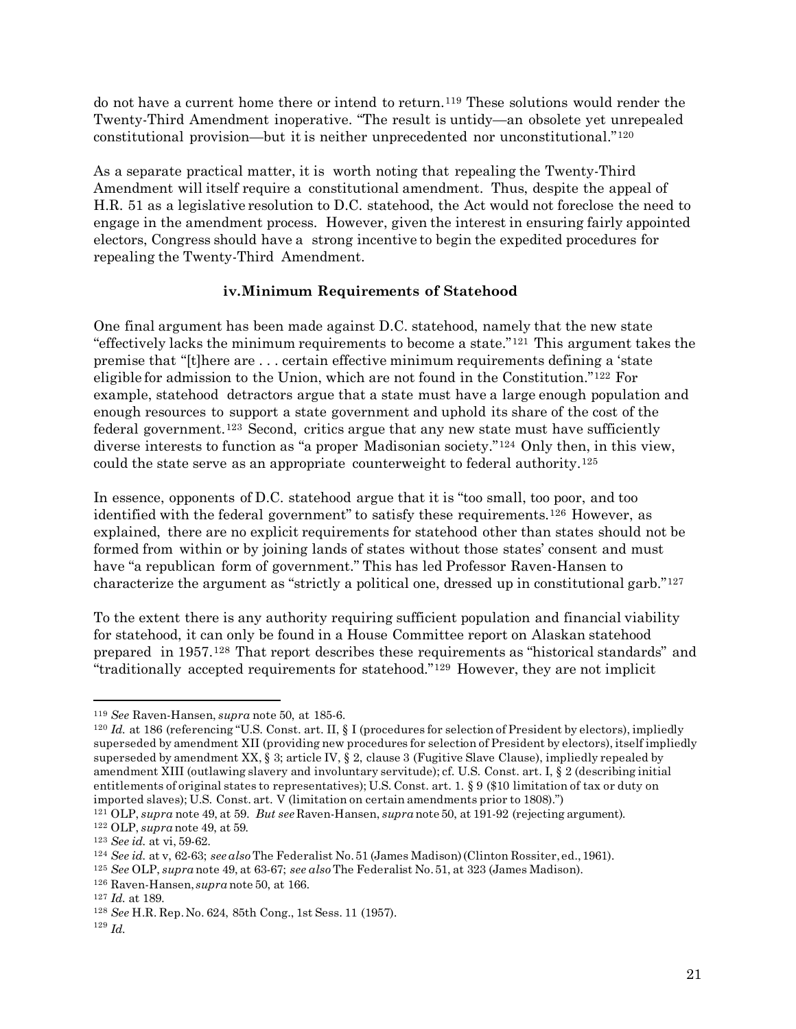do not have a current home there or intend to return.[119] These solutions would render the Twenty-Third Amendment inoperative. "The result is untidy—an obsolete yet unrepealed constitutional provision—but it is neither unprecedented nor unconstitutional."[120]

As a separate practical matter, it is worth noting that repealing the Twenty-Third Amendment will itself require a constitutional amendment. Thus, despite the appeal of H.R. 51 as a legislative resolution to D.C. statehood, the Act would not foreclose the need to engage in the amendment process. However, given the interest in ensuring fairly appointed electors, Congress should have a strong incentive to begin the expedited procedures for repealing the Twenty-Third Amendment.

#### iv. Minimum Requirements of Statehood

One final argument has been made against D.C. statehood, namely that the new state "effectively lacks the minimum requirements to become a state."[121] This argument takes the premise that "[t]here are . . . certain effective minimum requirements defining a 'state eligible for admission to the Union, which are not found in the Constitution."[122] For example, statehood detractors argue that a state must have a large enough population and enough resources to support a state government and uphold its share of the cost of the federal government.[123] Second, critics argue that any new state must have sufficiently diverse interests to function as "a proper Madisonian society."[124] Only then, in this view, could the state serve as an appropriate counterweight to federal authority.[125]

In essence, opponents of D.C. statehood argue that it is "too small, too poor, and too identified with the federal government" to satisfy these requirements.[126] However, as explained, there are no explicit requirements for statehood other than states should not be formed from within or by joining lands of states without those states' consent and must have "a republican form of government." This has led Professor Raven-Hansen to characterize the argument as "strictly a political one, dressed up in constitutional garb."[127]

To the extent there is any authority requiring sufficient population and financial viability for statehood, it can only be found in a House Committee report on Alaskan statehood prepared in 1957.[128] That report describes these requirements as "historical standards" and "traditionally accepted requirements for statehood."[129] However, they are not implicit

---

[119] *See* Raven-Hansen, *supra* note 50, at 185-6.

[120] *Id.* at 186 (referencing "U.S. Const. art. II, § I (procedures for selection of President by electors), impliedly superseded by amendment XII (providing new procedures for selection of President by electors), itself impliedly superseded by amendment XX, § 3; article IV, § 2, clause 3 (Fugitive Slave Clause), impliedly repealed by amendment XIII (outlawing slavery and involuntary servitude); cf. U.S. Const. art. I, § 2 (describing initial entitlements of original states to representatives); U.S. Const. art. 1. § 9 ($10 limitation of tax or duty on imported slaves); U.S. Const. art. V (limitation on certain amendments prior to 1808).")

[121] OLP, *supra* note 49, at 59. *But see* Raven-Hansen, *supra* note 50, at 191-92 (rejecting argument).

[122] OLP, *supra* note 49, at 59.

[123] *See id.* at vi, 59-62.

[124] *See id.* at v, 62-63; *see also* The Federalist No. 51 (James Madison) (Clinton Rossiter, ed., 1961).

[125] *See* OLP, *supra* note 49, at 63-67; *see also* The Federalist No. 51, at 323 (James Madison).

[126] Raven-Hansen, *supra* note 50, at 166.

[127] *Id.* at 189.

[128] *See* H.R. Rep. No. 624, 85th Cong., 1st Sess. 11 (1957).

[129] *Id.*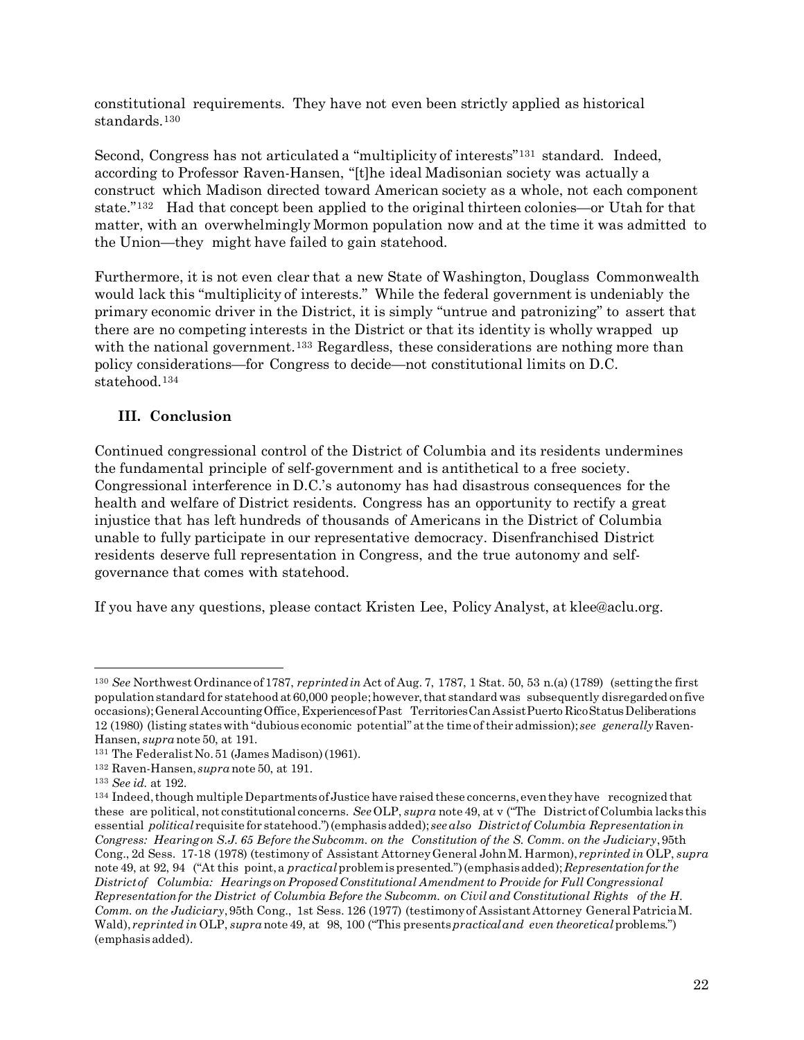constitutional requirements. They have not even been strictly applied as historical standards.[130]

Second, Congress has not articulated a "multiplicity of interests"[131] standard. Indeed, according to Professor Raven-Hansen, "[t]he ideal Madisonian society was actually a construct which Madison directed toward American society as a whole, not each component state."[132] Had that concept been applied to the original thirteen colonies—or Utah for that matter, with an overwhelmingly Mormon population now and at the time it was admitted to the Union—they might have failed to gain statehood.

Furthermore, it is not even clear that a new State of Washington, Douglass Commonwealth would lack this "multiplicity of interests." While the federal government is undeniably the primary economic driver in the District, it is simply "untrue and patronizing" to assert that there are no competing interests in the District or that its identity is wholly wrapped up with the national government.[133] Regardless, these considerations are nothing more than policy considerations—for Congress to decide—not constitutional limits on D.C. statehood.[134]

## III. Conclusion

Continued congressional control of the District of Columbia and its residents undermines the fundamental principle of self-government and is antithetical to a free society. Congressional interference in D.C.'s autonomy has had disastrous consequences for the health and welfare of District residents. Congress has an opportunity to rectify a great injustice that has left hundreds of thousands of Americans in the District of Columbia unable to fully participate in our representative democracy. Disenfranchised District residents deserve full representation in Congress, and the true autonomy and self-governance that comes with statehood.

If you have any questions, please contact Kristen Lee, Policy Analyst, at klee@aclu.org.

---

[130] *See* Northwest Ordinance of 1787, *reprinted in* Act of Aug. 7, 1787, 1 Stat. 50, 53 n.(a) (1789) (setting the first population standard for statehood at 60,000 people; however, that standard was subsequently disregarded on five occasions); General Accounting Office, Experiences of Past Territories Can Assist Puerto Rico Status Deliberations 12 (1980) (listing states with "dubious economic potential" at the time of their admission); *see generally* Raven-Hansen, *supra* note 50, at 191.

[131] The Federalist No. 51 (James Madison) (1961).

[132] Raven-Hansen, *supra* note 50, at 191.

[133] *See id.* at 192.

[134] Indeed, though multiple Departments of Justice have raised these concerns, even they have recognized that these are political, not constitutional concerns. *See* OLP, *supra* note 49, at v ("The District of Columbia lacks this essential *political* requisite for statehood.") (emphasis added); *see also District of Columbia Representation in Congress: Hearing on S.J. 65 Before the Subcomm. on the Constitution of the S. Comm. on the Judiciary*, 95th Cong., 2d Sess. 17-18 (1978) (testimony of Assistant Attorney General John M. Harmon), *reprinted in* OLP, *supra* note 49, at 92, 94 ("At this point, a *practical* problem is presented.") (emphasis added); *Representation for the District of Columbia: Hearings on Proposed Constitutional Amendment to Provide for Full Congressional Representation for the District of Columbia Before the Subcomm. on Civil and Constitutional Rights of the H. Comm. on the Judiciary*, 95th Cong., 1st Sess. 126 (1977) (testimony of Assistant Attorney General Patricia M. Wald), *reprinted in* OLP, *supra* note 49, at 98, 100 ("This presents *practical and even theoretical* problems.") (emphasis added).